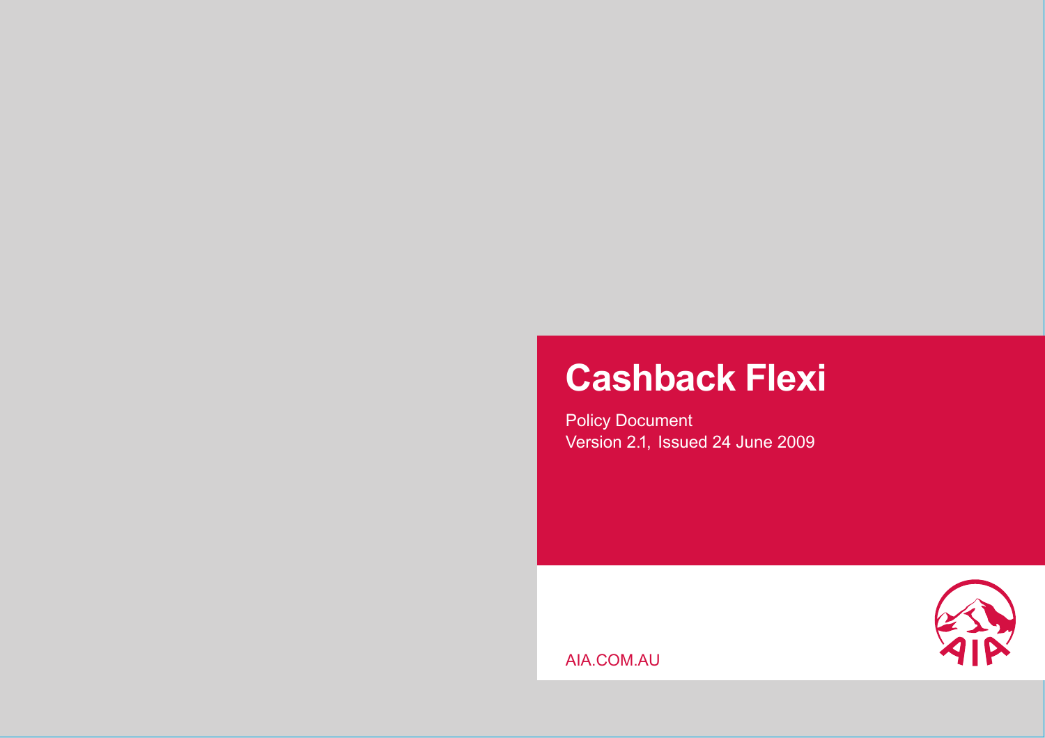# Cashback Flexi

Policy Document
Version 2.1, Issued 24 June 2009

AIA.COM.AU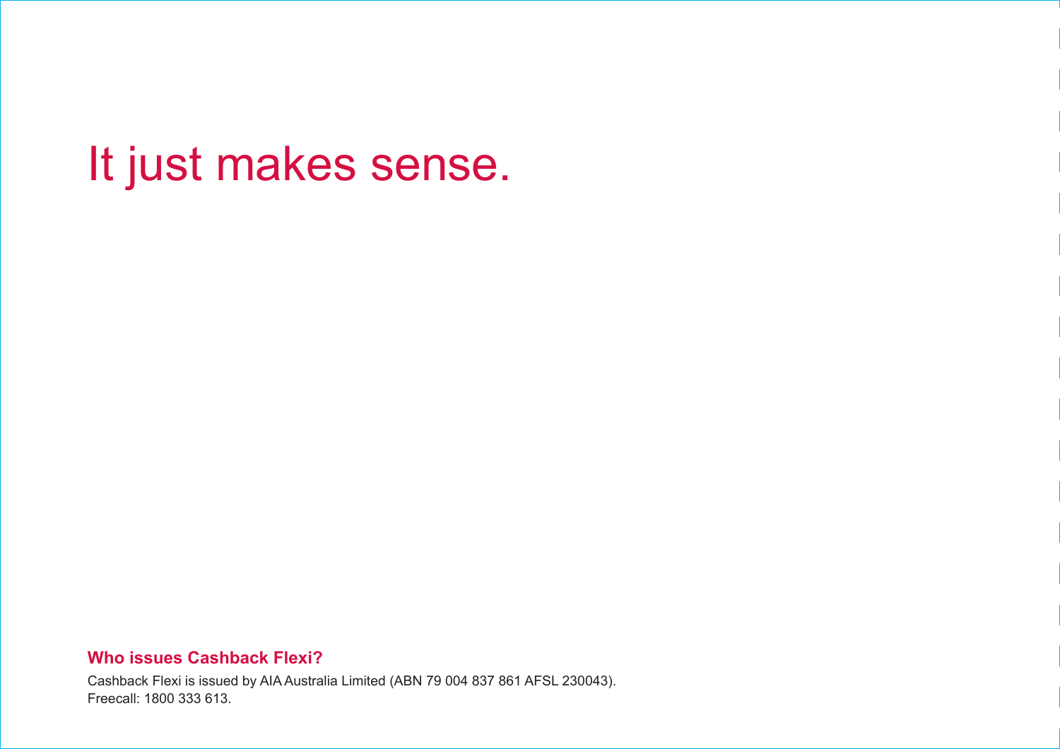# It just makes sense.

**Who issues Cashback Flexi?**

Cashback Flexi is issued by AIA Australia Limited (ABN 79 004 837 861 AFSL 230043).
Freecall: 1800 333 613.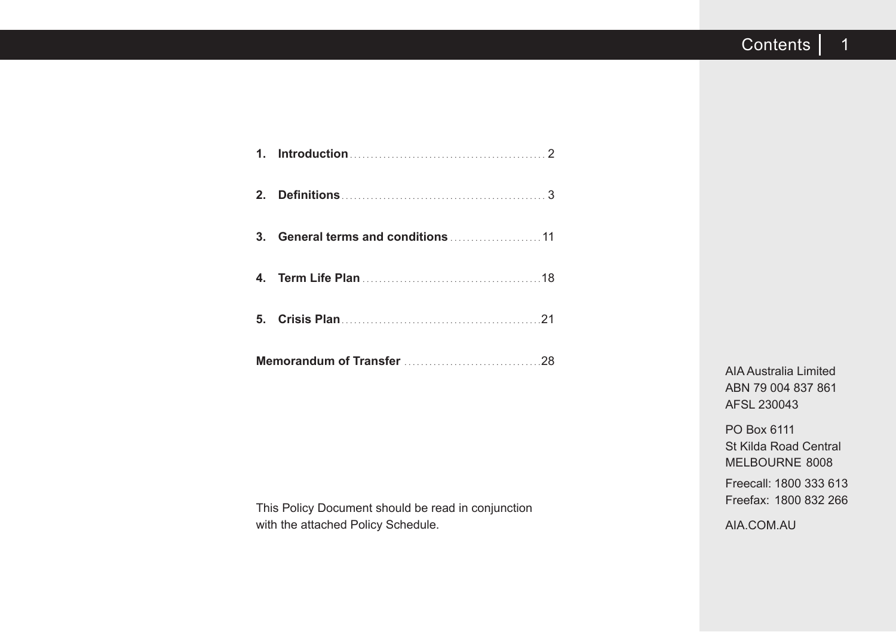# Contents

1. **Introduction** ................................................ 2
2. **Definitions** ................................................ 3
3. **General terms and conditions** ...................... 11
4. **Term Life Plan** ........................................... 18
5. **Crisis Plan** ................................................ 21

**Memorandum of Transfer** ................................. 28

This Policy Document should be read in conjunction with the attached Policy Schedule.

AIA Australia Limited
ABN 79 004 837 861
AFSL 230043

PO Box 6111
St Kilda Road Central
MELBOURNE 8008

Freecall: 1800 333 613
Freefax: 1800 832 266

AIA.COM.AU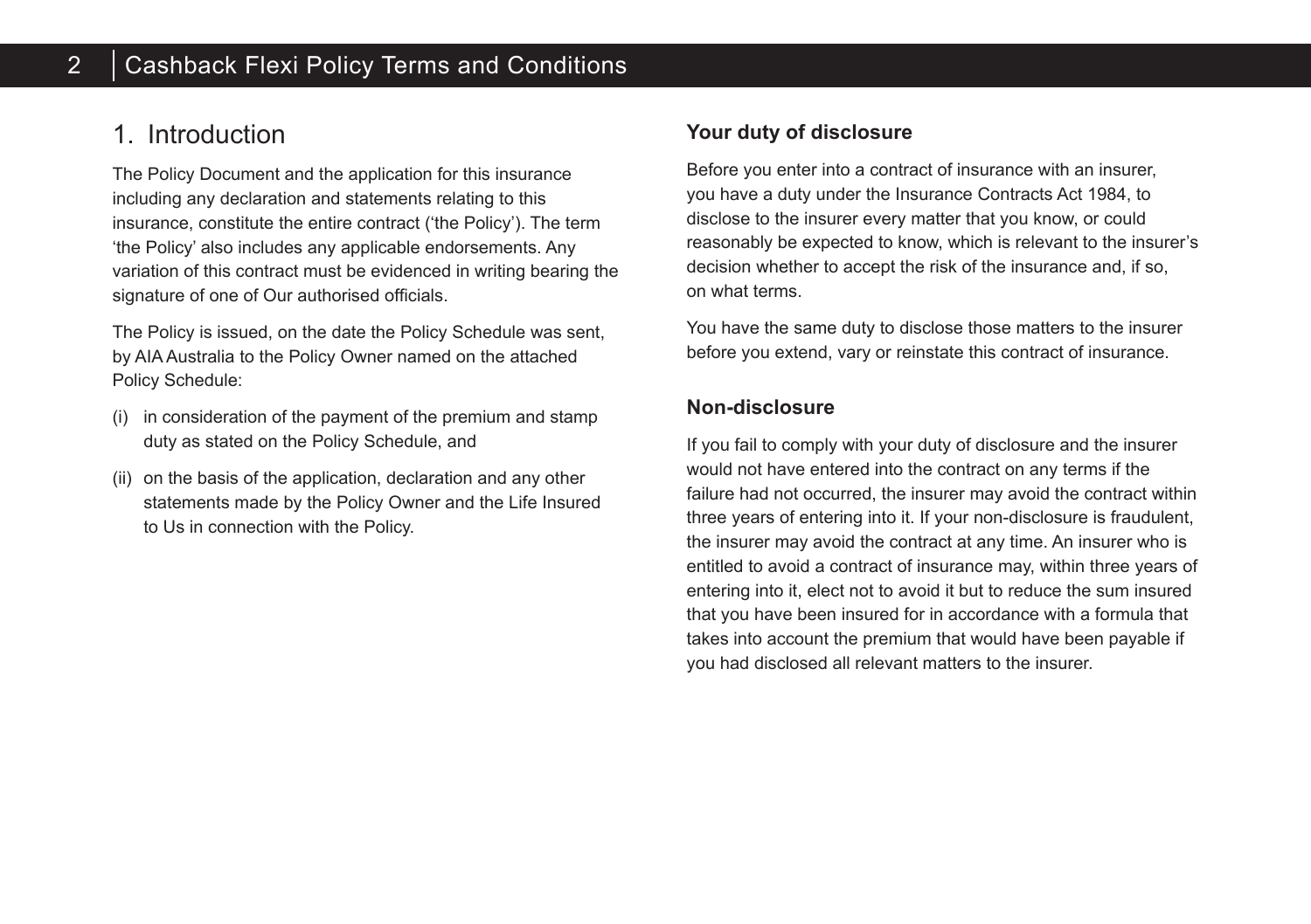# 1. Introduction

The Policy Document and the application for this insurance including any declaration and statements relating to this insurance, constitute the entire contract ('the Policy'). The term 'the Policy' also includes any applicable endorsements. Any variation of this contract must be evidenced in writing bearing the signature of one of Our authorised officials.

The Policy is issued, on the date the Policy Schedule was sent, by AIA Australia to the Policy Owner named on the attached Policy Schedule:

(i) in consideration of the payment of the premium and stamp duty as stated on the Policy Schedule, and

(ii) on the basis of the application, declaration and any other statements made by the Policy Owner and the Life Insured to Us in connection with the Policy.

### Your duty of disclosure

Before you enter into a contract of insurance with an insurer, you have a duty under the Insurance Contracts Act 1984, to disclose to the insurer every matter that you know, or could reasonably be expected to know, which is relevant to the insurer's decision whether to accept the risk of the insurance and, if so, on what terms.

You have the same duty to disclose those matters to the insurer before you extend, vary or reinstate this contract of insurance.

### Non-disclosure

If you fail to comply with your duty of disclosure and the insurer would not have entered into the contract on any terms if the failure had not occurred, the insurer may avoid the contract within three years of entering into it. If your non-disclosure is fraudulent, the insurer may avoid the contract at any time. An insurer who is entitled to avoid a contract of insurance may, within three years of entering into it, elect not to avoid it but to reduce the sum insured that you have been insured for in accordance with a formula that takes into account the premium that would have been payable if you had disclosed all relevant matters to the insurer.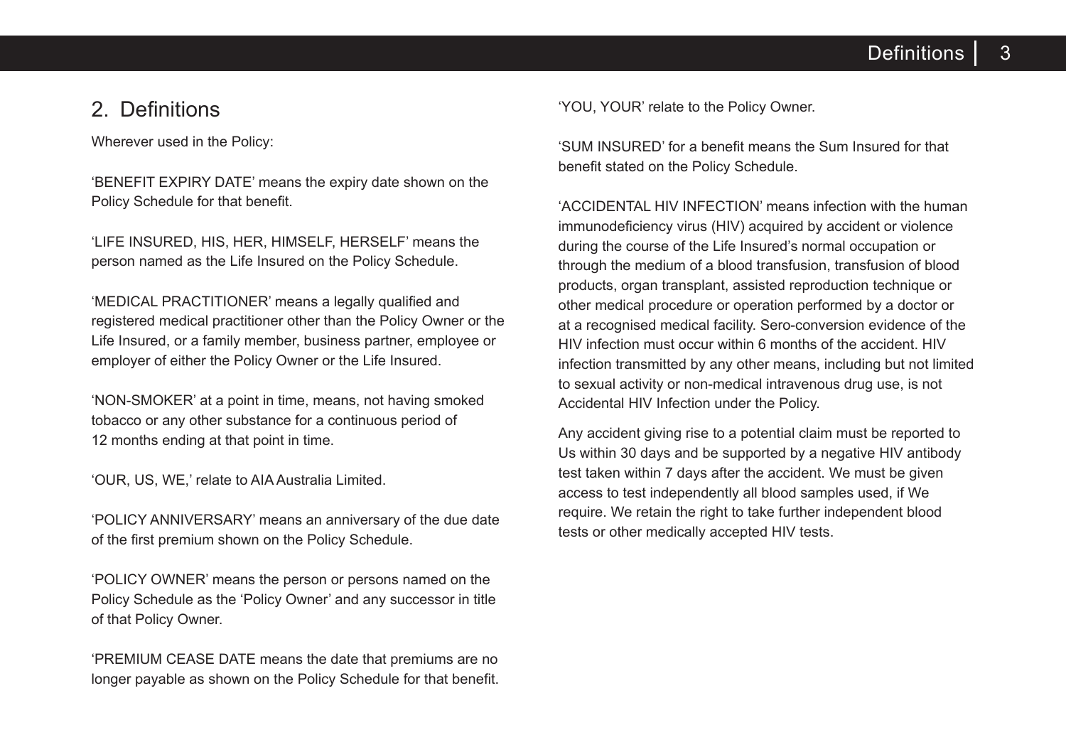## 2. Definitions

Wherever used in the Policy:

'BENEFIT EXPIRY DATE' means the expiry date shown on the Policy Schedule for that benefit.

'LIFE INSURED, HIS, HER, HIMSELF, HERSELF' means the person named as the Life Insured on the Policy Schedule.

'MEDICAL PRACTITIONER' means a legally qualified and registered medical practitioner other than the Policy Owner or the Life Insured, or a family member, business partner, employee or employer of either the Policy Owner or the Life Insured.

'NON-SMOKER' at a point in time, means, not having smoked tobacco or any other substance for a continuous period of 12 months ending at that point in time.

'OUR, US, WE,' relate to AIA Australia Limited.

'POLICY ANNIVERSARY' means an anniversary of the due date of the first premium shown on the Policy Schedule.

'POLICY OWNER' means the person or persons named on the Policy Schedule as the 'Policy Owner' and any successor in title of that Policy Owner.

'PREMIUM CEASE DATE means the date that premiums are no longer payable as shown on the Policy Schedule for that benefit.

'YOU, YOUR' relate to the Policy Owner.

'SUM INSURED' for a benefit means the Sum Insured for that benefit stated on the Policy Schedule.

'ACCIDENTAL HIV INFECTION' means infection with the human immunodeficiency virus (HIV) acquired by accident or violence during the course of the Life Insured's normal occupation or through the medium of a blood transfusion, transfusion of blood products, organ transplant, assisted reproduction technique or other medical procedure or operation performed by a doctor or at a recognised medical facility. Sero-conversion evidence of the HIV infection must occur within 6 months of the accident. HIV infection transmitted by any other means, including but not limited to sexual activity or non-medical intravenous drug use, is not Accidental HIV Infection under the Policy.

Any accident giving rise to a potential claim must be reported to Us within 30 days and be supported by a negative HIV antibody test taken within 7 days after the accident. We must be given access to test independently all blood samples used, if We require. We retain the right to take further independent blood tests or other medically accepted HIV tests.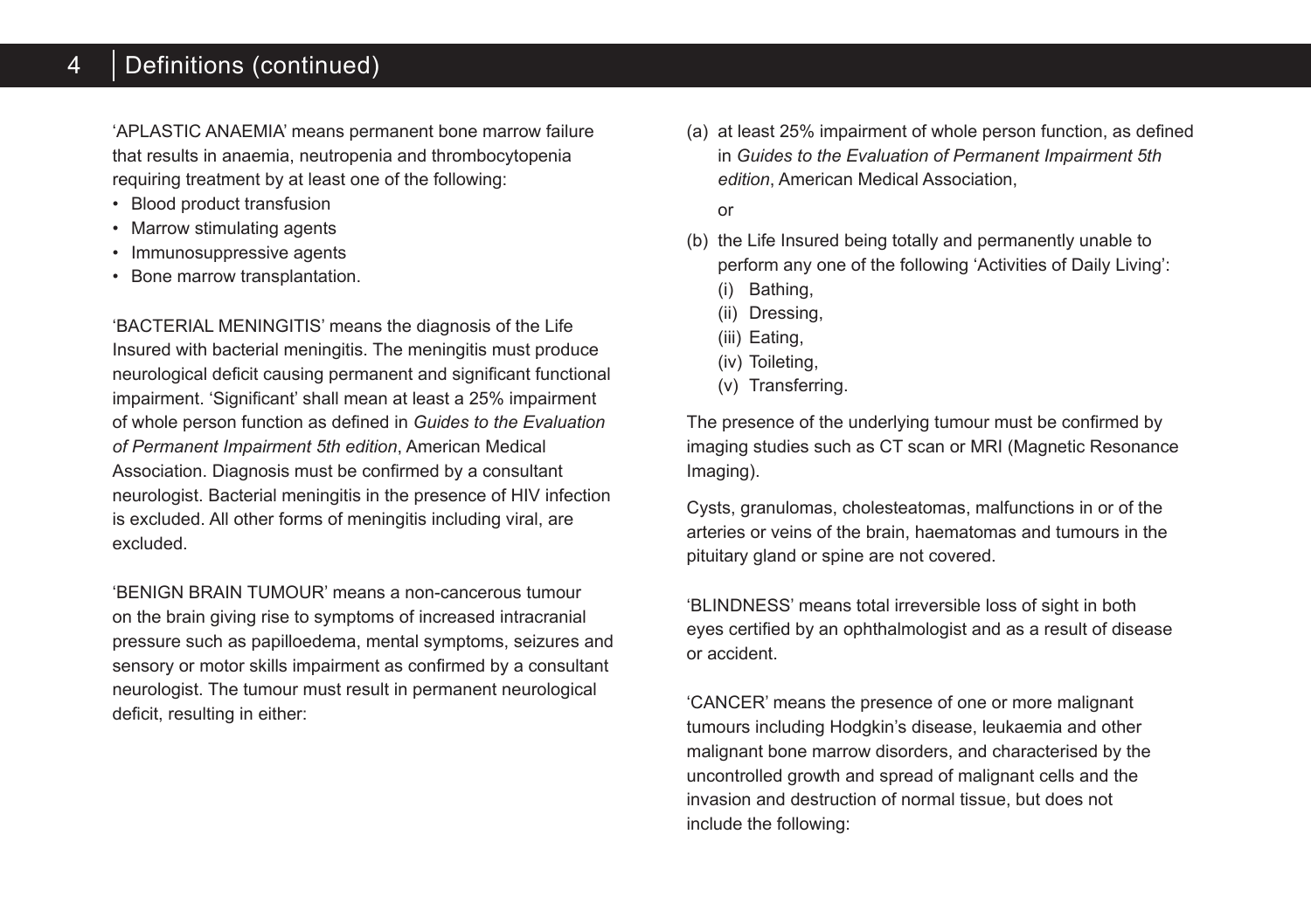'APLASTIC ANAEMIA' means permanent bone marrow failure that results in anaemia, neutropenia and thrombocytopenia requiring treatment by at least one of the following:

- Blood product transfusion
- Marrow stimulating agents
- Immunosuppressive agents
- Bone marrow transplantation.

'BACTERIAL MENINGITIS' means the diagnosis of the Life Insured with bacterial meningitis. The meningitis must produce neurological deficit causing permanent and significant functional impairment. 'Significant' shall mean at least a 25% impairment of whole person function as defined in *Guides to the Evaluation of Permanent Impairment 5th edition*, American Medical Association. Diagnosis must be confirmed by a consultant neurologist. Bacterial meningitis in the presence of HIV infection is excluded. All other forms of meningitis including viral, are excluded.

'BENIGN BRAIN TUMOUR' means a non-cancerous tumour on the brain giving rise to symptoms of increased intracranial pressure such as papilloedema, mental symptoms, seizures and sensory or motor skills impairment as confirmed by a consultant neurologist. The tumour must result in permanent neurological deficit, resulting in either:

(a) at least 25% impairment of whole person function, as defined in *Guides to the Evaluation of Permanent Impairment 5th edition*, American Medical Association,

or

(b) the Life Insured being totally and permanently unable to perform any one of the following 'Activities of Daily Living':
   (i) Bathing,
   (ii) Dressing,
   (iii) Eating,
   (iv) Toileting,
   (v) Transferring.

The presence of the underlying tumour must be confirmed by imaging studies such as CT scan or MRI (Magnetic Resonance Imaging).

Cysts, granulomas, cholesteatomas, malfunctions in or of the arteries or veins of the brain, haematomas and tumours in the pituitary gland or spine are not covered.

'BLINDNESS' means total irreversible loss of sight in both eyes certified by an ophthalmologist and as a result of disease or accident.

'CANCER' means the presence of one or more malignant tumours including Hodgkin's disease, leukaemia and other malignant bone marrow disorders, and characterised by the uncontrolled growth and spread of malignant cells and the invasion and destruction of normal tissue, but does not include the following: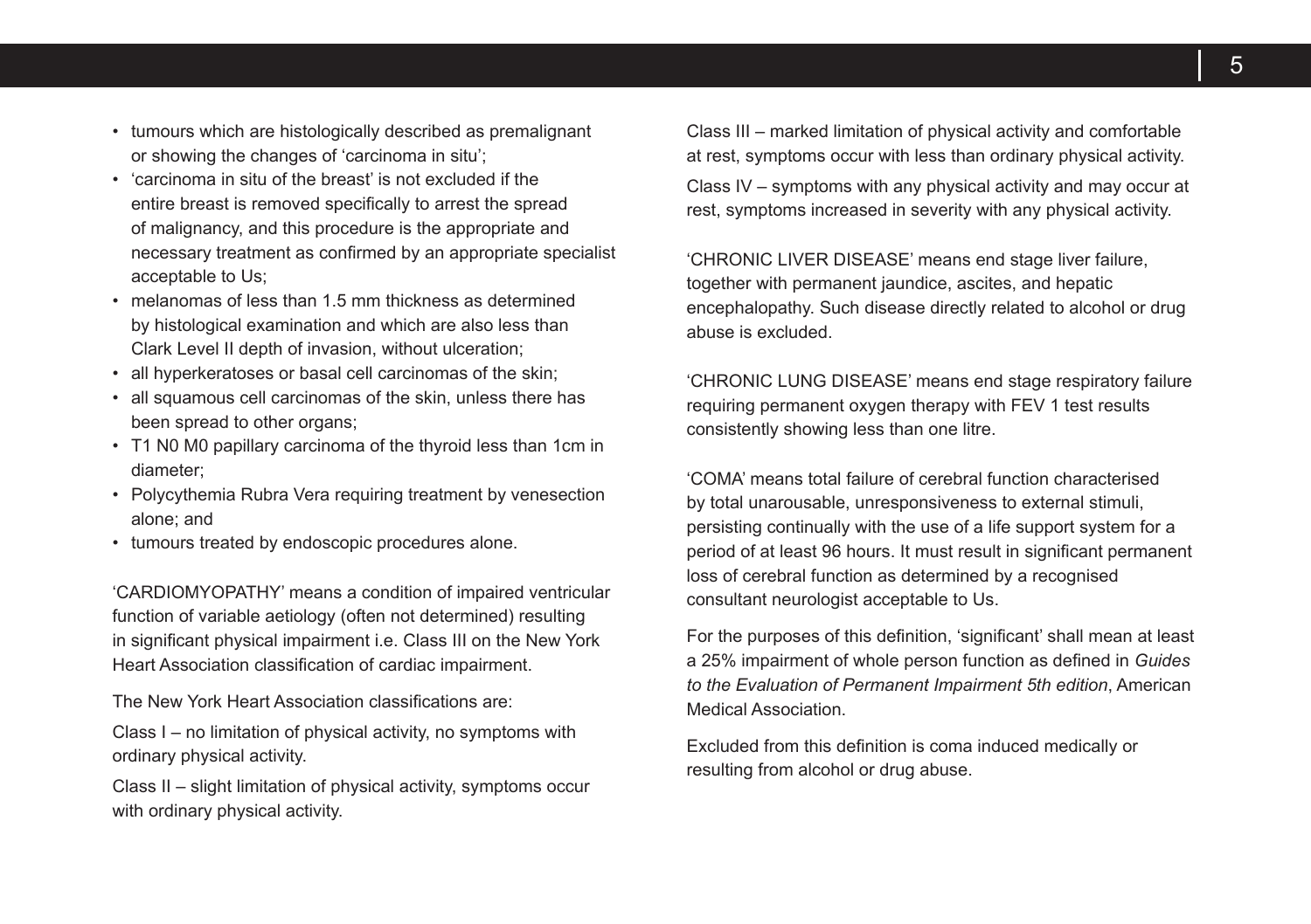- tumours which are histologically described as premalignant or showing the changes of 'carcinoma in situ';
- 'carcinoma in situ of the breast' is not excluded if the entire breast is removed specifically to arrest the spread of malignancy, and this procedure is the appropriate and necessary treatment as confirmed by an appropriate specialist acceptable to Us;
- melanomas of less than 1.5 mm thickness as determined by histological examination and which are also less than Clark Level II depth of invasion, without ulceration;
- all hyperkeratoses or basal cell carcinomas of the skin;
- all squamous cell carcinomas of the skin, unless there has been spread to other organs;
- T1 N0 M0 papillary carcinoma of the thyroid less than 1cm in diameter;
- Polycythemia Rubra Vera requiring treatment by venesection alone; and
- tumours treated by endoscopic procedures alone.

'CARDIOMYOPATHY' means a condition of impaired ventricular function of variable aetiology (often not determined) resulting in significant physical impairment i.e. Class III on the New York Heart Association classification of cardiac impairment.

The New York Heart Association classifications are:

Class I – no limitation of physical activity, no symptoms with ordinary physical activity.

Class II – slight limitation of physical activity, symptoms occur with ordinary physical activity.

Class III – marked limitation of physical activity and comfortable at rest, symptoms occur with less than ordinary physical activity.

Class IV – symptoms with any physical activity and may occur at rest, symptoms increased in severity with any physical activity.

'CHRONIC LIVER DISEASE' means end stage liver failure, together with permanent jaundice, ascites, and hepatic encephalopathy. Such disease directly related to alcohol or drug abuse is excluded.

'CHRONIC LUNG DISEASE' means end stage respiratory failure requiring permanent oxygen therapy with FEV 1 test results consistently showing less than one litre.

'COMA' means total failure of cerebral function characterised by total unarousable, unresponsiveness to external stimuli, persisting continually with the use of a life support system for a period of at least 96 hours. It must result in significant permanent loss of cerebral function as determined by a recognised consultant neurologist acceptable to Us.

For the purposes of this definition, 'significant' shall mean at least a 25% impairment of whole person function as defined in *Guides to the Evaluation of Permanent Impairment 5th edition*, American Medical Association.

Excluded from this definition is coma induced medically or resulting from alcohol or drug abuse.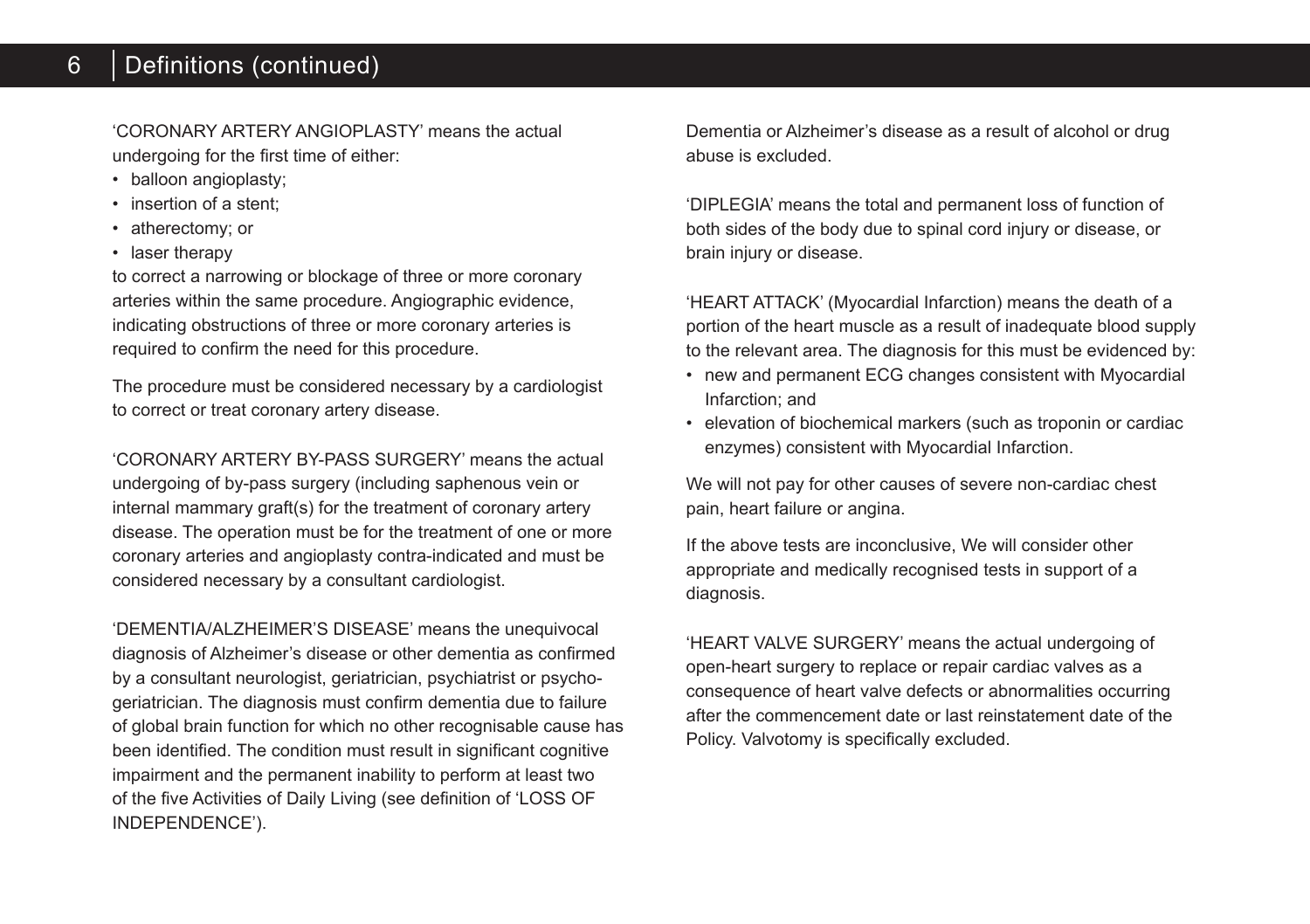## Definitions (continued)

'CORONARY ARTERY ANGIOPLASTY' means the actual undergoing for the first time of either:

- balloon angioplasty;
- insertion of a stent;
- atherectomy; or
- laser therapy

to correct a narrowing or blockage of three or more coronary arteries within the same procedure. Angiographic evidence, indicating obstructions of three or more coronary arteries is required to confirm the need for this procedure.

The procedure must be considered necessary by a cardiologist to correct or treat coronary artery disease.

'CORONARY ARTERY BY-PASS SURGERY' means the actual undergoing of by-pass surgery (including saphenous vein or internal mammary graft(s) for the treatment of coronary artery disease. The operation must be for the treatment of one or more coronary arteries and angioplasty contra-indicated and must be considered necessary by a consultant cardiologist.

'DEMENTIA/ALZHEIMER'S DISEASE' means the unequivocal diagnosis of Alzheimer's disease or other dementia as confirmed by a consultant neurologist, geriatrician, psychiatrist or psycho-geriatrician. The diagnosis must confirm dementia due to failure of global brain function for which no other recognisable cause has been identified. The condition must result in significant cognitive impairment and the permanent inability to perform at least two of the five Activities of Daily Living (see definition of 'LOSS OF INDEPENDENCE').

Dementia or Alzheimer's disease as a result of alcohol or drug abuse is excluded.

'DIPLEGIA' means the total and permanent loss of function of both sides of the body due to spinal cord injury or disease, or brain injury or disease.

'HEART ATTACK' (Myocardial Infarction) means the death of a portion of the heart muscle as a result of inadequate blood supply to the relevant area. The diagnosis for this must be evidenced by:

- new and permanent ECG changes consistent with Myocardial Infarction; and
- elevation of biochemical markers (such as troponin or cardiac enzymes) consistent with Myocardial Infarction.

We will not pay for other causes of severe non-cardiac chest pain, heart failure or angina.

If the above tests are inconclusive, We will consider other appropriate and medically recognised tests in support of a diagnosis.

'HEART VALVE SURGERY' means the actual undergoing of open-heart surgery to replace or repair cardiac valves as a consequence of heart valve defects or abnormalities occurring after the commencement date or last reinstatement date of the Policy. Valvotomy is specifically excluded.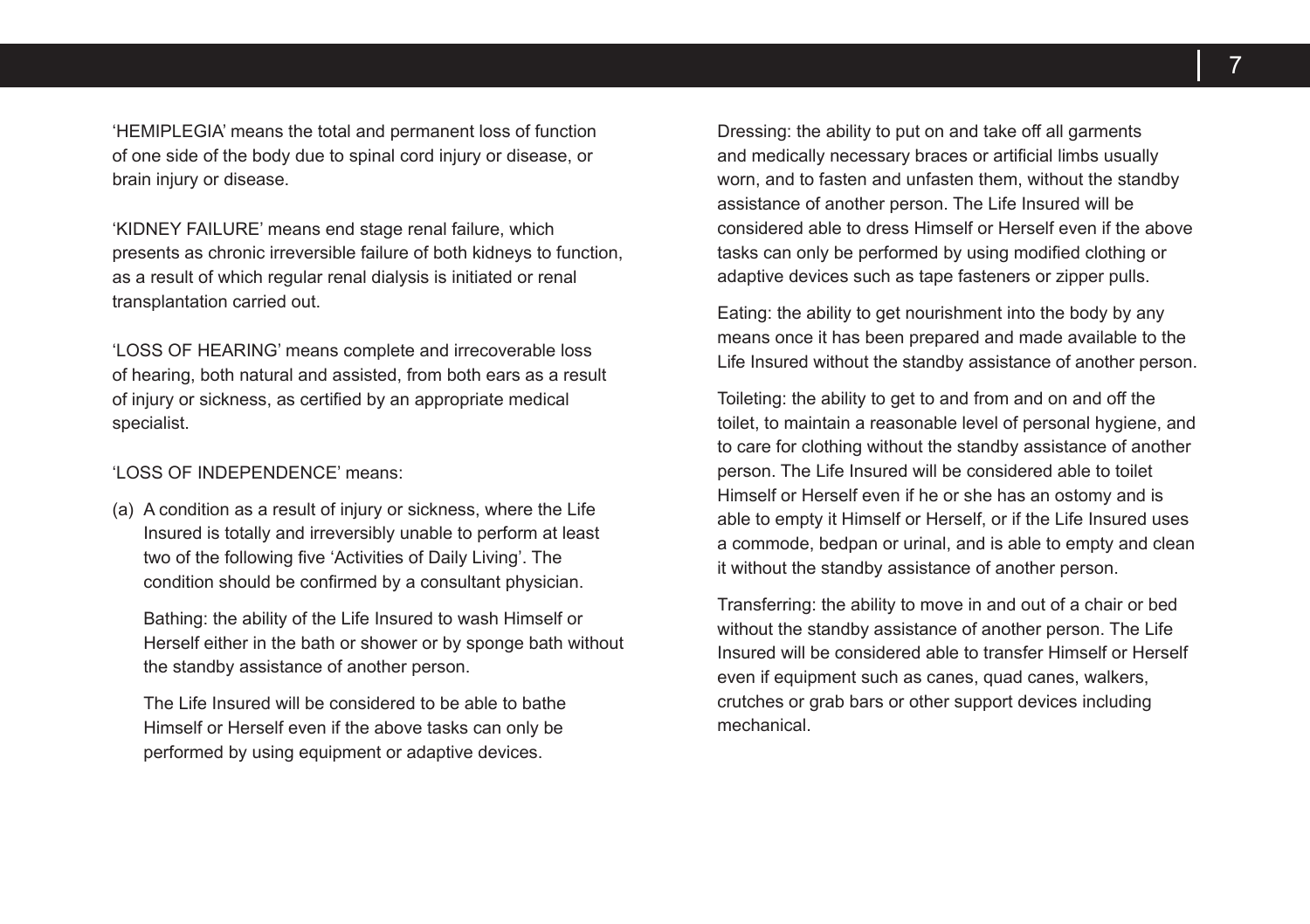'HEMIPLEGIA' means the total and permanent loss of function of one side of the body due to spinal cord injury or disease, or brain injury or disease.

'KIDNEY FAILURE' means end stage renal failure, which presents as chronic irreversible failure of both kidneys to function, as a result of which regular renal dialysis is initiated or renal transplantation carried out.

'LOSS OF HEARING' means complete and irrecoverable loss of hearing, both natural and assisted, from both ears as a result of injury or sickness, as certified by an appropriate medical specialist.

'LOSS OF INDEPENDENCE' means:

(a) A condition as a result of injury or sickness, where the Life Insured is totally and irreversibly unable to perform at least two of the following five 'Activities of Daily Living'. The condition should be confirmed by a consultant physician.

   Bathing: the ability of the Life Insured to wash Himself or Herself either in the bath or shower or by sponge bath without the standby assistance of another person.

   The Life Insured will be considered to be able to bathe Himself or Herself even if the above tasks can only be performed by using equipment or adaptive devices.

   Dressing: the ability to put on and take off all garments and medically necessary braces or artificial limbs usually worn, and to fasten and unfasten them, without the standby assistance of another person. The Life Insured will be considered able to dress Himself or Herself even if the above tasks can only be performed by using modified clothing or adaptive devices such as tape fasteners or zipper pulls.

   Eating: the ability to get nourishment into the body by any means once it has been prepared and made available to the Life Insured without the standby assistance of another person.

   Toileting: the ability to get to and from and on and off the toilet, to maintain a reasonable level of personal hygiene, and to care for clothing without the standby assistance of another person. The Life Insured will be considered able to toilet Himself or Herself even if he or she has an ostomy and is able to empty it Himself or Herself, or if the Life Insured uses a commode, bedpan or urinal, and is able to empty and clean it without the standby assistance of another person.

   Transferring: the ability to move in and out of a chair or bed without the standby assistance of another person. The Life Insured will be considered able to transfer Himself or Herself even if equipment such as canes, quad canes, walkers, crutches or grab bars or other support devices including mechanical.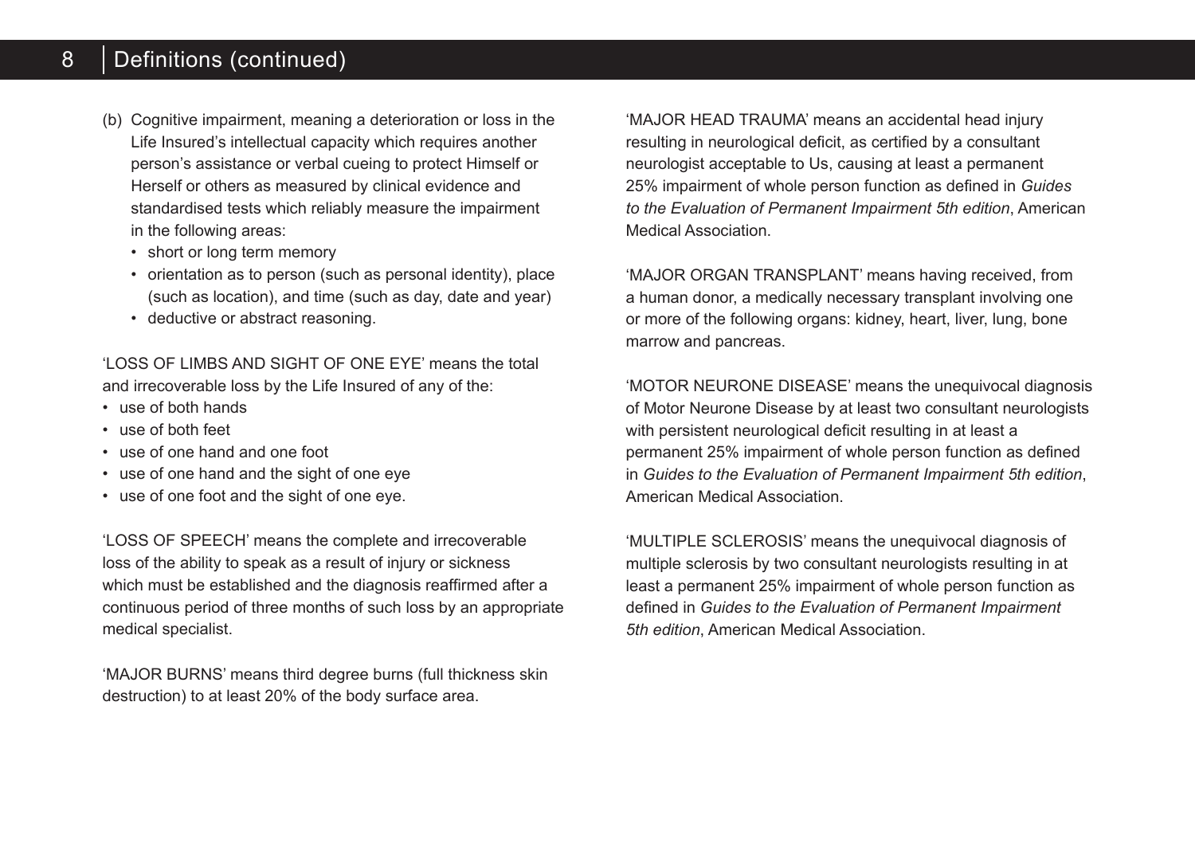(b) Cognitive impairment, meaning a deterioration or loss in the Life Insured's intellectual capacity which requires another person's assistance or verbal cueing to protect Himself or Herself or others as measured by clinical evidence and standardised tests which reliably measure the impairment in the following areas:
  - short or long term memory
  - orientation as to person (such as personal identity), place (such as location), and time (such as day, date and year)
  - deductive or abstract reasoning.

'LOSS OF LIMBS AND SIGHT OF ONE EYE' means the total and irrecoverable loss by the Life Insured of any of the:

- use of both hands
- use of both feet
- use of one hand and one foot
- use of one hand and the sight of one eye
- use of one foot and the sight of one eye.

'LOSS OF SPEECH' means the complete and irrecoverable loss of the ability to speak as a result of injury or sickness which must be established and the diagnosis reaffirmed after a continuous period of three months of such loss by an appropriate medical specialist.

'MAJOR BURNS' means third degree burns (full thickness skin destruction) to at least 20% of the body surface area.

'MAJOR HEAD TRAUMA' means an accidental head injury resulting in neurological deficit, as certified by a consultant neurologist acceptable to Us, causing at least a permanent 25% impairment of whole person function as defined in *Guides to the Evaluation of Permanent Impairment 5th edition*, American Medical Association.

'MAJOR ORGAN TRANSPLANT' means having received, from a human donor, a medically necessary transplant involving one or more of the following organs: kidney, heart, liver, lung, bone marrow and pancreas.

'MOTOR NEURONE DISEASE' means the unequivocal diagnosis of Motor Neurone Disease by at least two consultant neurologists with persistent neurological deficit resulting in at least a permanent 25% impairment of whole person function as defined in *Guides to the Evaluation of Permanent Impairment 5th edition*, American Medical Association.

'MULTIPLE SCLEROSIS' means the unequivocal diagnosis of multiple sclerosis by two consultant neurologists resulting in at least a permanent 25% impairment of whole person function as defined in *Guides to the Evaluation of Permanent Impairment 5th edition*, American Medical Association.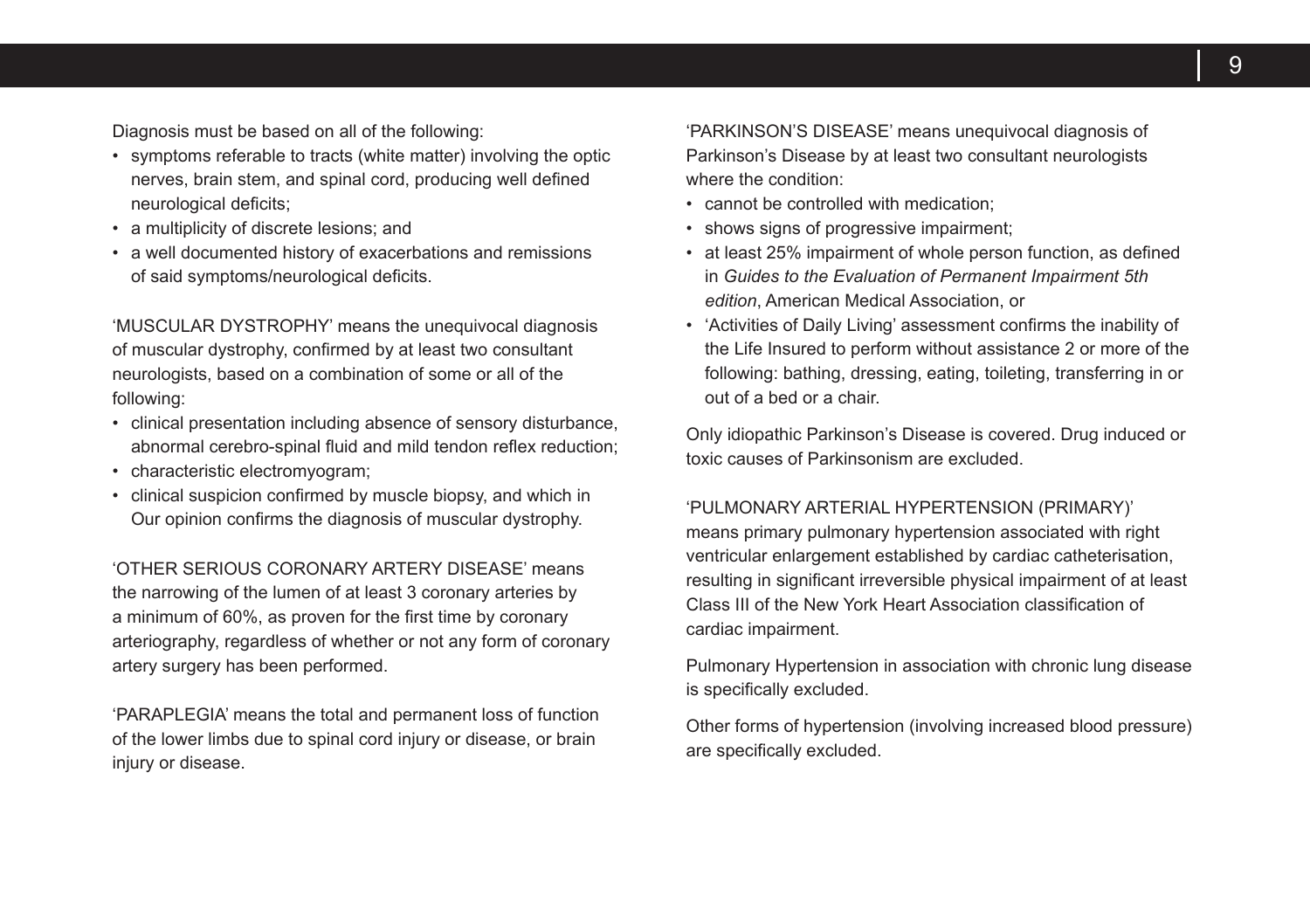Diagnosis must be based on all of the following:

- symptoms referable to tracts (white matter) involving the optic nerves, brain stem, and spinal cord, producing well defined neurological deficits;
- a multiplicity of discrete lesions; and
- a well documented history of exacerbations and remissions of said symptoms/neurological deficits.

'MUSCULAR DYSTROPHY' means the unequivocal diagnosis of muscular dystrophy, confirmed by at least two consultant neurologists, based on a combination of some or all of the following:

- clinical presentation including absence of sensory disturbance, abnormal cerebro-spinal fluid and mild tendon reflex reduction;
- characteristic electromyogram;
- clinical suspicion confirmed by muscle biopsy, and which in Our opinion confirms the diagnosis of muscular dystrophy.

'OTHER SERIOUS CORONARY ARTERY DISEASE' means the narrowing of the lumen of at least 3 coronary arteries by a minimum of 60%, as proven for the first time by coronary arteriography, regardless of whether or not any form of coronary artery surgery has been performed.

'PARAPLEGIA' means the total and permanent loss of function of the lower limbs due to spinal cord injury or disease, or brain injury or disease.

'PARKINSON'S DISEASE' means unequivocal diagnosis of Parkinson's Disease by at least two consultant neurologists where the condition:

- cannot be controlled with medication;
- shows signs of progressive impairment;
- at least 25% impairment of whole person function, as defined in *Guides to the Evaluation of Permanent Impairment 5th edition*, American Medical Association, or
- 'Activities of Daily Living' assessment confirms the inability of the Life Insured to perform without assistance 2 or more of the following: bathing, dressing, eating, toileting, transferring in or out of a bed or a chair.

Only idiopathic Parkinson's Disease is covered. Drug induced or toxic causes of Parkinsonism are excluded.

'PULMONARY ARTERIAL HYPERTENSION (PRIMARY)' means primary pulmonary hypertension associated with right ventricular enlargement established by cardiac catheterisation, resulting in significant irreversible physical impairment of at least Class III of the New York Heart Association classification of cardiac impairment.

Pulmonary Hypertension in association with chronic lung disease is specifically excluded.

Other forms of hypertension (involving increased blood pressure) are specifically excluded.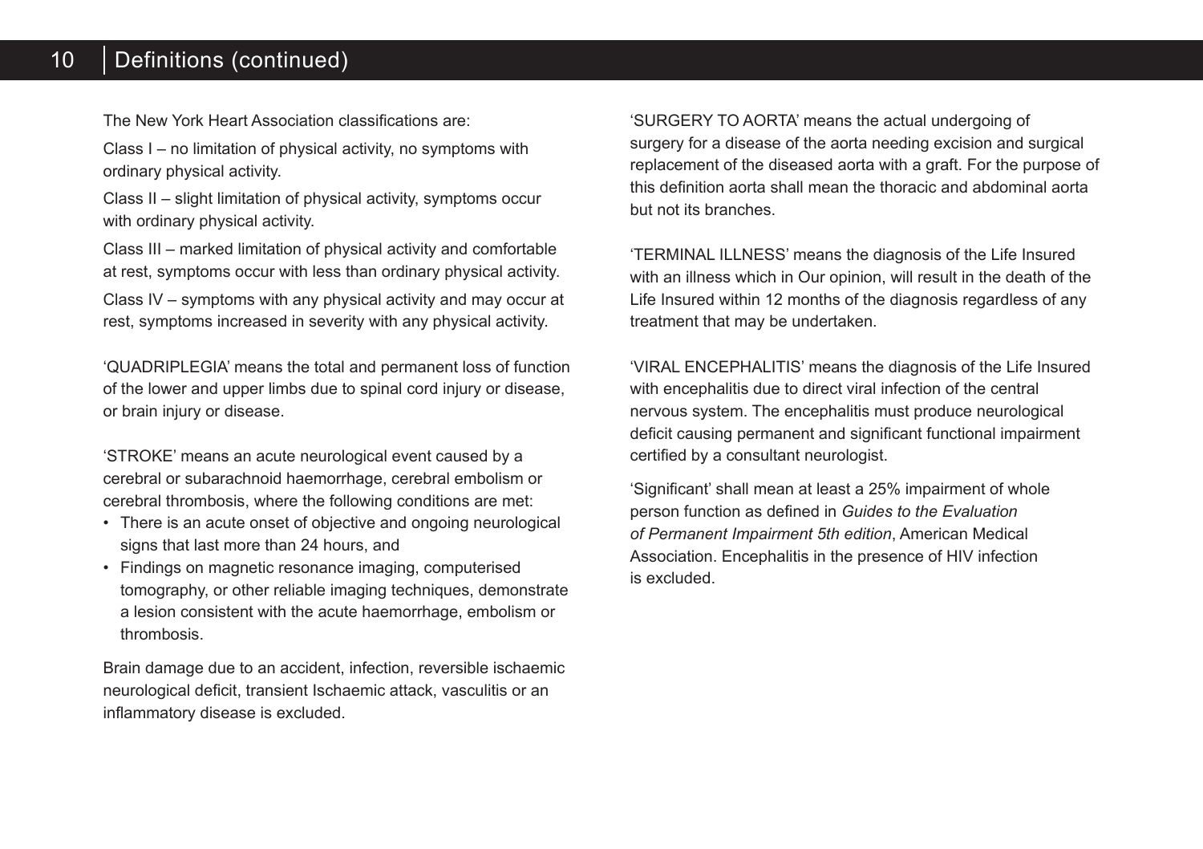The New York Heart Association classifications are:

Class I – no limitation of physical activity, no symptoms with ordinary physical activity.

Class II – slight limitation of physical activity, symptoms occur with ordinary physical activity.

Class III – marked limitation of physical activity and comfortable at rest, symptoms occur with less than ordinary physical activity.

Class IV – symptoms with any physical activity and may occur at rest, symptoms increased in severity with any physical activity.

'QUADRIPLEGIA' means the total and permanent loss of function of the lower and upper limbs due to spinal cord injury or disease, or brain injury or disease.

'STROKE' means an acute neurological event caused by a cerebral or subarachnoid haemorrhage, cerebral embolism or cerebral thrombosis, where the following conditions are met:

- There is an acute onset of objective and ongoing neurological signs that last more than 24 hours, and
- Findings on magnetic resonance imaging, computerised tomography, or other reliable imaging techniques, demonstrate a lesion consistent with the acute haemorrhage, embolism or thrombosis.

Brain damage due to an accident, infection, reversible ischaemic neurological deficit, transient Ischaemic attack, vasculitis or an inflammatory disease is excluded.

'SURGERY TO AORTA' means the actual undergoing of surgery for a disease of the aorta needing excision and surgical replacement of the diseased aorta with a graft. For the purpose of this definition aorta shall mean the thoracic and abdominal aorta but not its branches.

'TERMINAL ILLNESS' means the diagnosis of the Life Insured with an illness which in Our opinion, will result in the death of the Life Insured within 12 months of the diagnosis regardless of any treatment that may be undertaken.

'VIRAL ENCEPHALITIS' means the diagnosis of the Life Insured with encephalitis due to direct viral infection of the central nervous system. The encephalitis must produce neurological deficit causing permanent and significant functional impairment certified by a consultant neurologist.

'Significant' shall mean at least a 25% impairment of whole person function as defined in *Guides to the Evaluation of Permanent Impairment 5th edition*, American Medical Association. Encephalitis in the presence of HIV infection is excluded.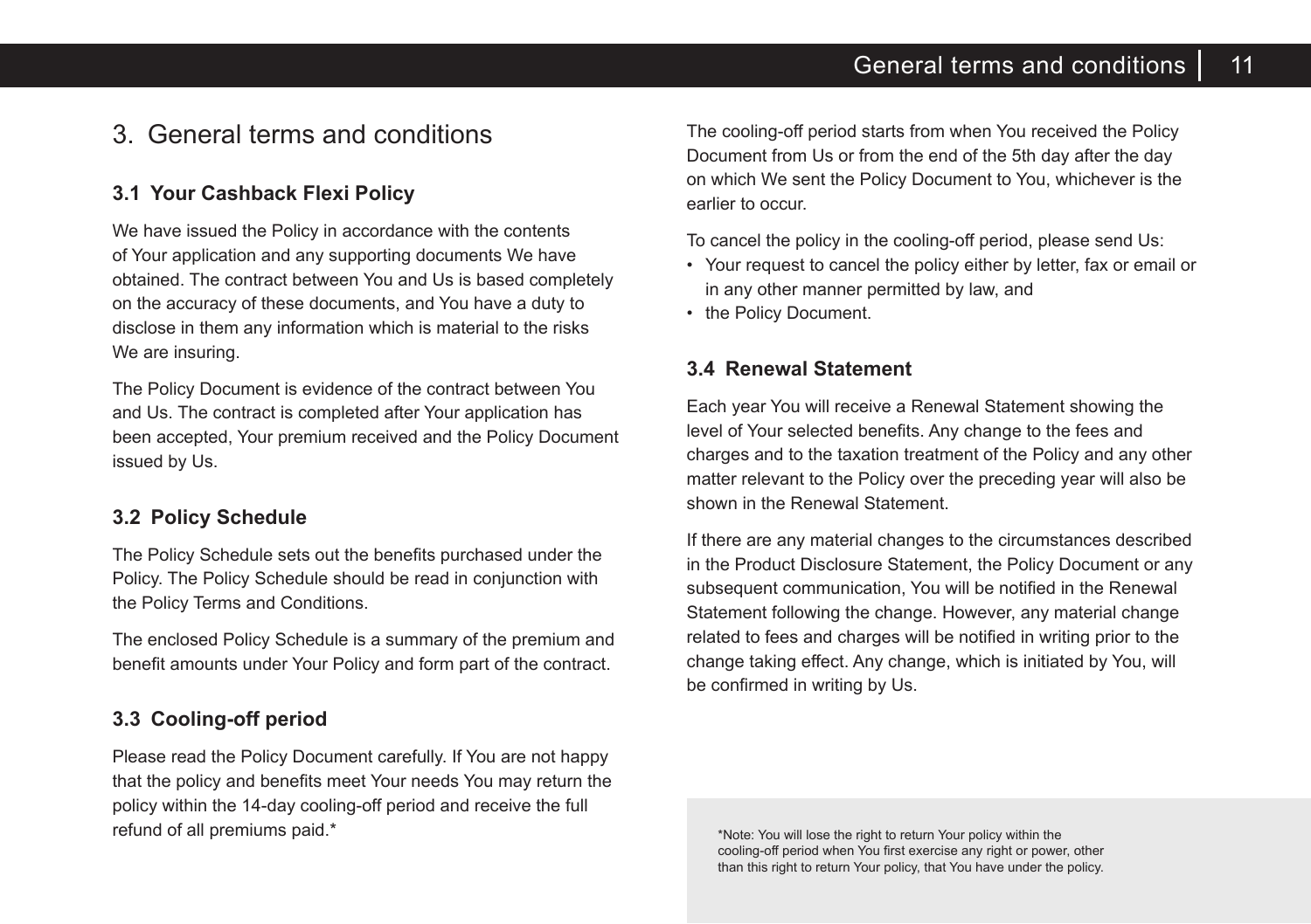# 3. General terms and conditions

## 3.1 Your Cashback Flexi Policy

We have issued the Policy in accordance with the contents of Your application and any supporting documents We have obtained. The contract between You and Us is based completely on the accuracy of these documents, and You have a duty to disclose in them any information which is material to the risks We are insuring.

The Policy Document is evidence of the contract between You and Us. The contract is completed after Your application has been accepted, Your premium received and the Policy Document issued by Us.

## 3.2 Policy Schedule

The Policy Schedule sets out the benefits purchased under the Policy. The Policy Schedule should be read in conjunction with the Policy Terms and Conditions.

The enclosed Policy Schedule is a summary of the premium and benefit amounts under Your Policy and form part of the contract.

## 3.3 Cooling-off period

Please read the Policy Document carefully. If You are not happy that the policy and benefits meet Your needs You may return the policy within the 14-day cooling-off period and receive the full refund of all premiums paid.*

The cooling-off period starts from when You received the Policy Document from Us or from the end of the 5th day after the day on which We sent the Policy Document to You, whichever is the earlier to occur.

To cancel the policy in the cooling-off period, please send Us:

- Your request to cancel the policy either by letter, fax or email or in any other manner permitted by law, and
- the Policy Document.

## 3.4 Renewal Statement

Each year You will receive a Renewal Statement showing the level of Your selected benefits. Any change to the fees and charges and to the taxation treatment of the Policy and any other matter relevant to the Policy over the preceding year will also be shown in the Renewal Statement.

If there are any material changes to the circumstances described in the Product Disclosure Statement, the Policy Document or any subsequent communication, You will be notified in the Renewal Statement following the change. However, any material change related to fees and charges will be notified in writing prior to the change taking effect. Any change, which is initiated by You, will be confirmed in writing by Us.

*Note: You will lose the right to return Your policy within the cooling-off period when You first exercise any right or power, other than this right to return Your policy, that You have under the policy.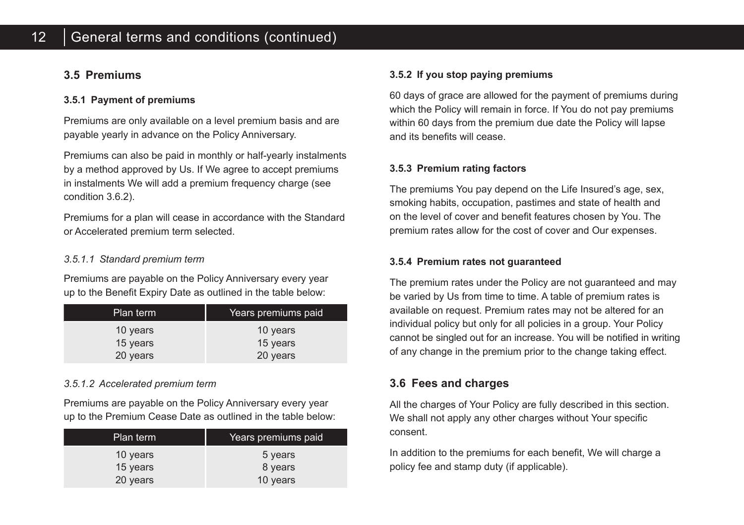## 3.5 Premiums

### 3.5.1 Payment of premiums

Premiums are only available on a level premium basis and are payable yearly in advance on the Policy Anniversary.

Premiums can also be paid in monthly or half-yearly instalments by a method approved by Us. If We agree to accept premiums in instalments We will add a premium frequency charge (see condition 3.6.2).

Premiums for a plan will cease in accordance with the Standard or Accelerated premium term selected.

*3.5.1.1 Standard premium term*

Premiums are payable on the Policy Anniversary every year up to the Benefit Expiry Date as outlined in the table below:

| Plan term | Years premiums paid |
| --- | --- |
| 10 years | 10 years |
| 15 years | 15 years |
| 20 years | 20 years |

*3.5.1.2 Accelerated premium term*

Premiums are payable on the Policy Anniversary every year up to the Premium Cease Date as outlined in the table below:

| Plan term | Years premiums paid |
| --- | --- |
| 10 years | 5 years |
| 15 years | 8 years |
| 20 years | 10 years |

### 3.5.2 If you stop paying premiums

60 days of grace are allowed for the payment of premiums during which the Policy will remain in force. If You do not pay premiums within 60 days from the premium due date the Policy will lapse and its benefits will cease.

### 3.5.3 Premium rating factors

The premiums You pay depend on the Life Insured's age, sex, smoking habits, occupation, pastimes and state of health and on the level of cover and benefit features chosen by You. The premium rates allow for the cost of cover and Our expenses.

### 3.5.4 Premium rates not guaranteed

The premium rates under the Policy are not guaranteed and may be varied by Us from time to time. A table of premium rates is available on request. Premium rates may not be altered for an individual policy but only for all policies in a group. Your Policy cannot be singled out for an increase. You will be notified in writing of any change in the premium prior to the change taking effect.

## 3.6 Fees and charges

All the charges of Your Policy are fully described in this section. We shall not apply any other charges without Your specific consent.

In addition to the premiums for each benefit, We will charge a policy fee and stamp duty (if applicable).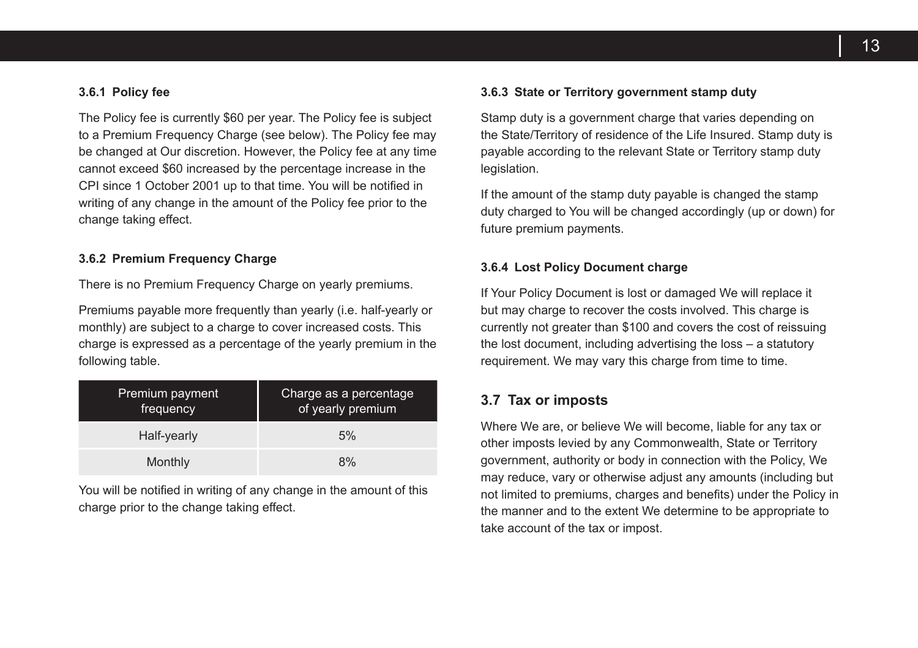#### 3.6.1 Policy fee

The Policy fee is currently $60 per year. The Policy fee is subject to a Premium Frequency Charge (see below). The Policy fee may be changed at Our discretion. However, the Policy fee at any time cannot exceed $60 increased by the percentage increase in the CPI since 1 October 2001 up to that time. You will be notified in writing of any change in the amount of the Policy fee prior to the change taking effect.

#### 3.6.2 Premium Frequency Charge

There is no Premium Frequency Charge on yearly premiums.

Premiums payable more frequently than yearly (i.e. half-yearly or monthly) are subject to a charge to cover increased costs. This charge is expressed as a percentage of the yearly premium in the following table.

| Premium payment frequency | Charge as a percentage of yearly premium |
| --- | --- |
| Half-yearly | 5% |
| Monthly | 8% |

You will be notified in writing of any change in the amount of this charge prior to the change taking effect.

#### 3.6.3 State or Territory government stamp duty

Stamp duty is a government charge that varies depending on the State/Territory of residence of the Life Insured. Stamp duty is payable according to the relevant State or Territory stamp duty legislation.

If the amount of the stamp duty payable is changed the stamp duty charged to You will be changed accordingly (up or down) for future premium payments.

#### 3.6.4 Lost Policy Document charge

If Your Policy Document is lost or damaged We will replace it but may charge to recover the costs involved. This charge is currently not greater than $100 and covers the cost of reissuing the lost document, including advertising the loss – a statutory requirement. We may vary this charge from time to time.

### 3.7 Tax or imposts

Where We are, or believe We will become, liable for any tax or other imposts levied by any Commonwealth, State or Territory government, authority or body in connection with the Policy, We may reduce, vary or otherwise adjust any amounts (including but not limited to premiums, charges and benefits) under the Policy in the manner and to the extent We determine to be appropriate to take account of the tax or impost.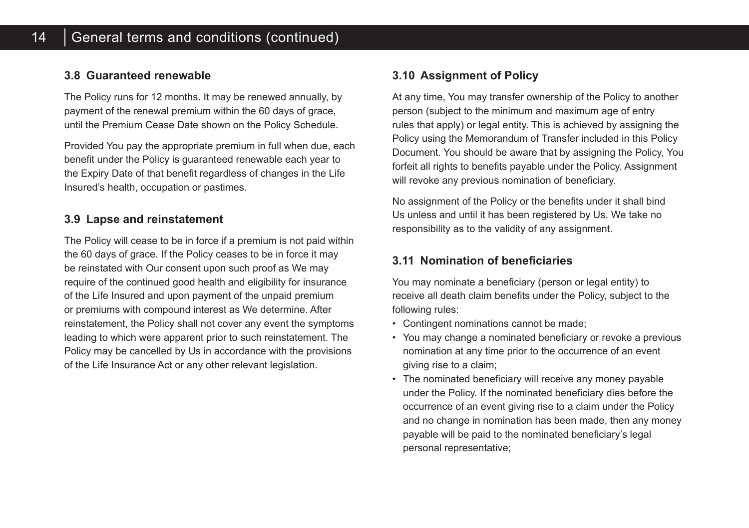### 3.8 Guaranteed renewable

The Policy runs for 12 months. It may be renewed annually, by payment of the renewal premium within the 60 days of grace, until the Premium Cease Date shown on the Policy Schedule.

Provided You pay the appropriate premium in full when due, each benefit under the Policy is guaranteed renewable each year to the Expiry Date of that benefit regardless of changes in the Life Insured's health, occupation or pastimes.

### 3.9 Lapse and reinstatement

The Policy will cease to be in force if a premium is not paid within the 60 days of grace. If the Policy ceases to be in force it may be reinstated with Our consent upon such proof as We may require of the continued good health and eligibility for insurance of the Life Insured and upon payment of the unpaid premium or premiums with compound interest as We determine. After reinstatement, the Policy shall not cover any event the symptoms leading to which were apparent prior to such reinstatement. The Policy may be cancelled by Us in accordance with the provisions of the Life Insurance Act or any other relevant legislation.

### 3.10 Assignment of Policy

At any time, You may transfer ownership of the Policy to another person (subject to the minimum and maximum age of entry rules that apply) or legal entity. This is achieved by assigning the Policy using the Memorandum of Transfer included in this Policy Document. You should be aware that by assigning the Policy, You forfeit all rights to benefits payable under the Policy. Assignment will revoke any previous nomination of beneficiary.

No assignment of the Policy or the benefits under it shall bind Us unless and until it has been registered by Us. We take no responsibility as to the validity of any assignment.

### 3.11 Nomination of beneficiaries

You may nominate a beneficiary (person or legal entity) to receive all death claim benefits under the Policy, subject to the following rules:

- Contingent nominations cannot be made;
- You may change a nominated beneficiary or revoke a previous nomination at any time prior to the occurrence of an event giving rise to a claim;
- The nominated beneficiary will receive any money payable under the Policy. If the nominated beneficiary dies before the occurrence of an event giving rise to a claim under the Policy and no change in nomination has been made, then any money payable will be paid to the nominated beneficiary's legal personal representative;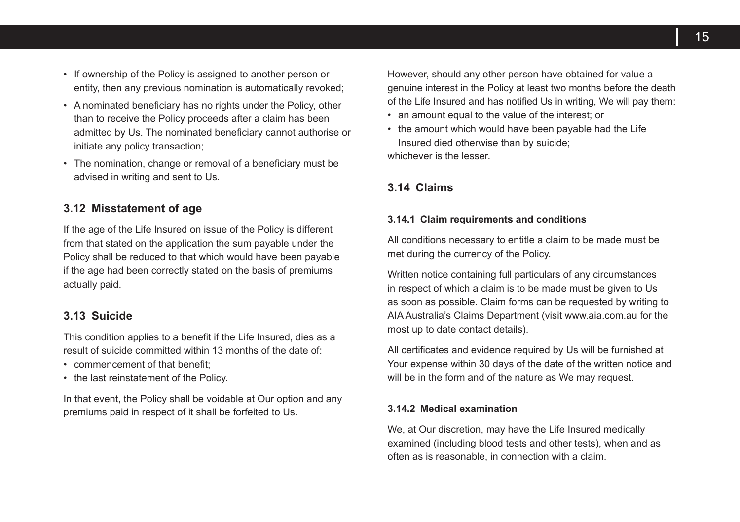- If ownership of the Policy is assigned to another person or entity, then any previous nomination is automatically revoked;
- A nominated beneficiary has no rights under the Policy, other than to receive the Policy proceeds after a claim has been admitted by Us. The nominated beneficiary cannot authorise or initiate any policy transaction;
- The nomination, change or removal of a beneficiary must be advised in writing and sent to Us.

### 3.12 Misstatement of age

If the age of the Life Insured on issue of the Policy is different from that stated on the application the sum payable under the Policy shall be reduced to that which would have been payable if the age had been correctly stated on the basis of premiums actually paid.

### 3.13 Suicide

This condition applies to a benefit if the Life Insured, dies as a result of suicide committed within 13 months of the date of:

- commencement of that benefit;
- the last reinstatement of the Policy.

In that event, the Policy shall be voidable at Our option and any premiums paid in respect of it shall be forfeited to Us.

However, should any other person have obtained for value a genuine interest in the Policy at least two months before the death of the Life Insured and has notified Us in writing, We will pay them:

- an amount equal to the value of the interest; or
- the amount which would have been payable had the Life Insured died otherwise than by suicide;

whichever is the lesser.

### 3.14 Claims

#### 3.14.1 Claim requirements and conditions

All conditions necessary to entitle a claim to be made must be met during the currency of the Policy.

Written notice containing full particulars of any circumstances in respect of which a claim is to be made must be given to Us as soon as possible. Claim forms can be requested by writing to AIA Australia's Claims Department (visit www.aia.com.au for the most up to date contact details).

All certificates and evidence required by Us will be furnished at Your expense within 30 days of the date of the written notice and will be in the form and of the nature as We may request.

#### 3.14.2 Medical examination

We, at Our discretion, may have the Life Insured medically examined (including blood tests and other tests), when and as often as is reasonable, in connection with a claim.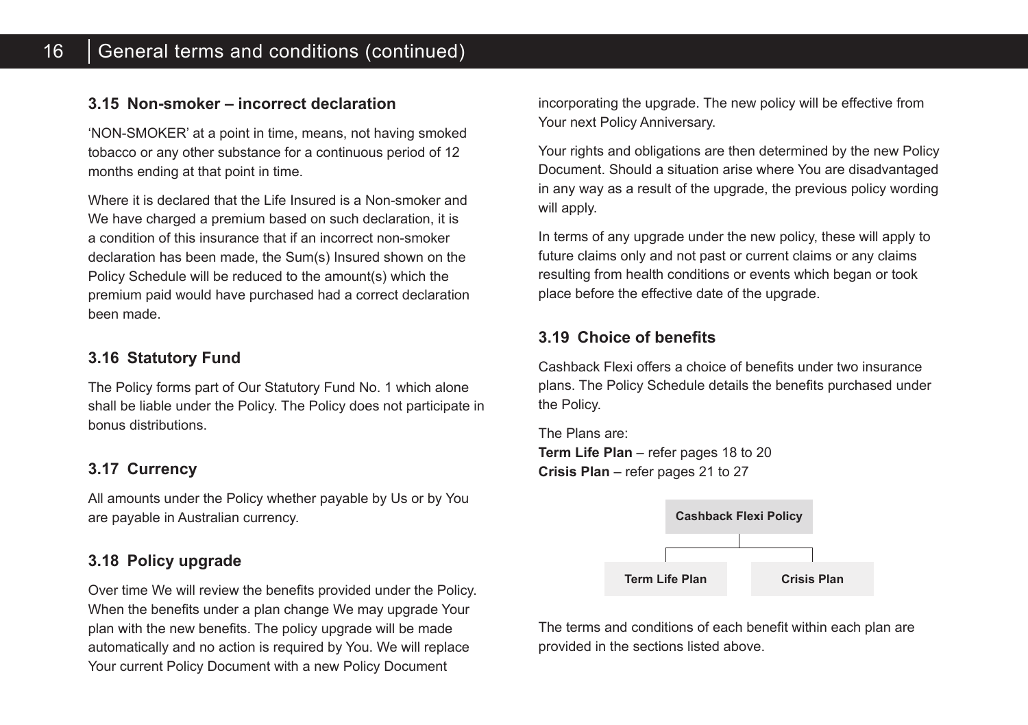### 3.15 Non-smoker – incorrect declaration

'NON-SMOKER' at a point in time, means, not having smoked tobacco or any other substance for a continuous period of 12 months ending at that point in time.

Where it is declared that the Life Insured is a Non-smoker and We have charged a premium based on such declaration, it is a condition of this insurance that if an incorrect non-smoker declaration has been made, the Sum(s) Insured shown on the Policy Schedule will be reduced to the amount(s) which the premium paid would have purchased had a correct declaration been made.

### 3.16 Statutory Fund

The Policy forms part of Our Statutory Fund No. 1 which alone shall be liable under the Policy. The Policy does not participate in bonus distributions.

### 3.17 Currency

All amounts under the Policy whether payable by Us or by You are payable in Australian currency.

### 3.18 Policy upgrade

Over time We will review the benefits provided under the Policy. When the benefits under a plan change We may upgrade Your plan with the new benefits. The policy upgrade will be made automatically and no action is required by You. We will replace Your current Policy Document with a new Policy Document incorporating the upgrade. The new policy will be effective from Your next Policy Anniversary.

Your rights and obligations are then determined by the new Policy Document. Should a situation arise where You are disadvantaged in any way as a result of the upgrade, the previous policy wording will apply.

In terms of any upgrade under the new policy, these will apply to future claims only and not past or current claims or any claims resulting from health conditions or events which began or took place before the effective date of the upgrade.

### 3.19 Choice of benefits

Cashback Flexi offers a choice of benefits under two insurance plans. The Policy Schedule details the benefits purchased under the Policy.

The Plans are:
**Term Life Plan** – refer pages 18 to 20
**Crisis Plan** – refer pages 21 to 27

**Cashback Flexi Policy**
- **Term Life Plan**
- **Crisis Plan**

The terms and conditions of each benefit within each plan are provided in the sections listed above.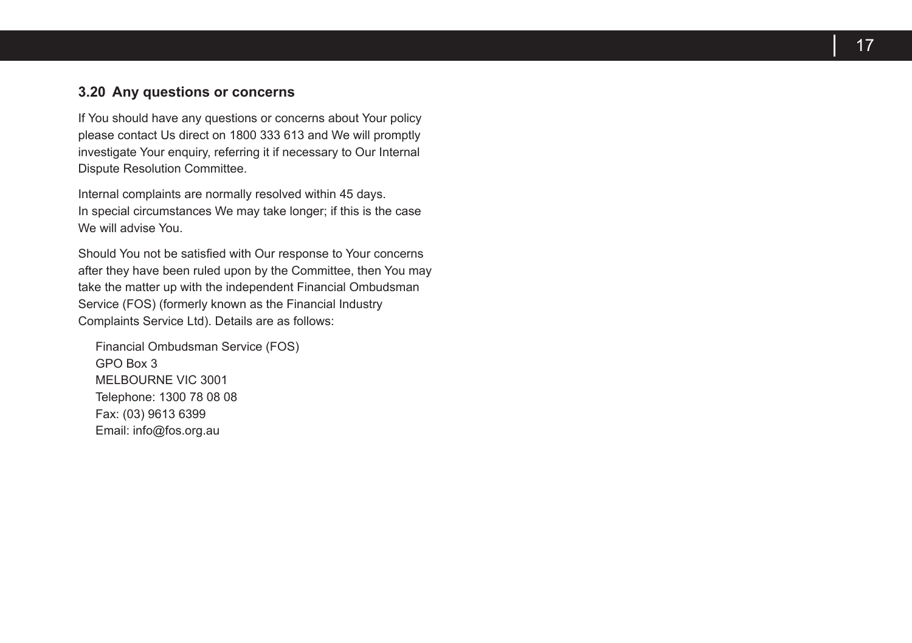### 3.20 Any questions or concerns

If You should have any questions or concerns about Your policy please contact Us direct on 1800 333 613 and We will promptly investigate Your enquiry, referring it if necessary to Our Internal Dispute Resolution Committee.

Internal complaints are normally resolved within 45 days. In special circumstances We may take longer; if this is the case We will advise You.

Should You not be satisfied with Our response to Your concerns after they have been ruled upon by the Committee, then You may take the matter up with the independent Financial Ombudsman Service (FOS) (formerly known as the Financial Industry Complaints Service Ltd). Details are as follows:

Financial Ombudsman Service (FOS)  
GPO Box 3  
MELBOURNE VIC 3001  
Telephone: 1300 78 08 08  
Fax: (03) 9613 6399  
Email: info@fos.org.au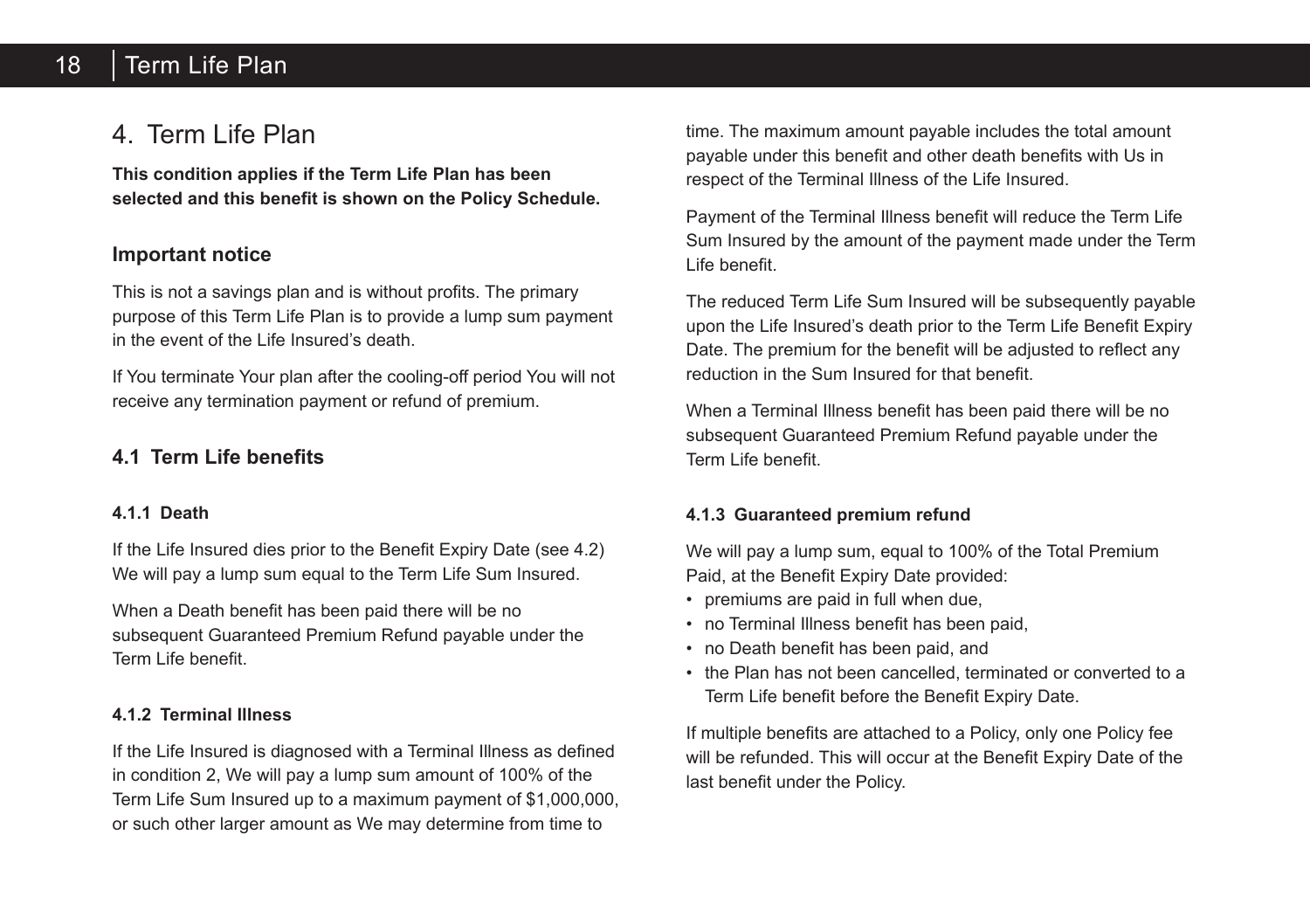# 4. Term Life Plan

**This condition applies if the Term Life Plan has been selected and this benefit is shown on the Policy Schedule.**

### Important notice

This is not a savings plan and is without profits. The primary purpose of this Term Life Plan is to provide a lump sum payment in the event of the Life Insured's death.

If You terminate Your plan after the cooling-off period You will not receive any termination payment or refund of premium.

## 4.1 Term Life benefits

#### 4.1.1 Death

If the Life Insured dies prior to the Benefit Expiry Date (see 4.2) We will pay a lump sum equal to the Term Life Sum Insured.

When a Death benefit has been paid there will be no subsequent Guaranteed Premium Refund payable under the Term Life benefit.

#### 4.1.2 Terminal Illness

If the Life Insured is diagnosed with a Terminal Illness as defined in condition 2, We will pay a lump sum amount of 100% of the Term Life Sum Insured up to a maximum payment of $1,000,000, or such other larger amount as We may determine from time to time. The maximum amount payable includes the total amount payable under this benefit and other death benefits with Us in respect of the Terminal Illness of the Life Insured.

Payment of the Terminal Illness benefit will reduce the Term Life Sum Insured by the amount of the payment made under the Term Life benefit.

The reduced Term Life Sum Insured will be subsequently payable upon the Life Insured's death prior to the Term Life Benefit Expiry Date. The premium for the benefit will be adjusted to reflect any reduction in the Sum Insured for that benefit.

When a Terminal Illness benefit has been paid there will be no subsequent Guaranteed Premium Refund payable under the Term Life benefit.

#### 4.1.3 Guaranteed premium refund

We will pay a lump sum, equal to 100% of the Total Premium Paid, at the Benefit Expiry Date provided:

- premiums are paid in full when due,
- no Terminal Illness benefit has been paid,
- no Death benefit has been paid, and
- the Plan has not been cancelled, terminated or converted to a Term Life benefit before the Benefit Expiry Date.

If multiple benefits are attached to a Policy, only one Policy fee will be refunded. This will occur at the Benefit Expiry Date of the last benefit under the Policy.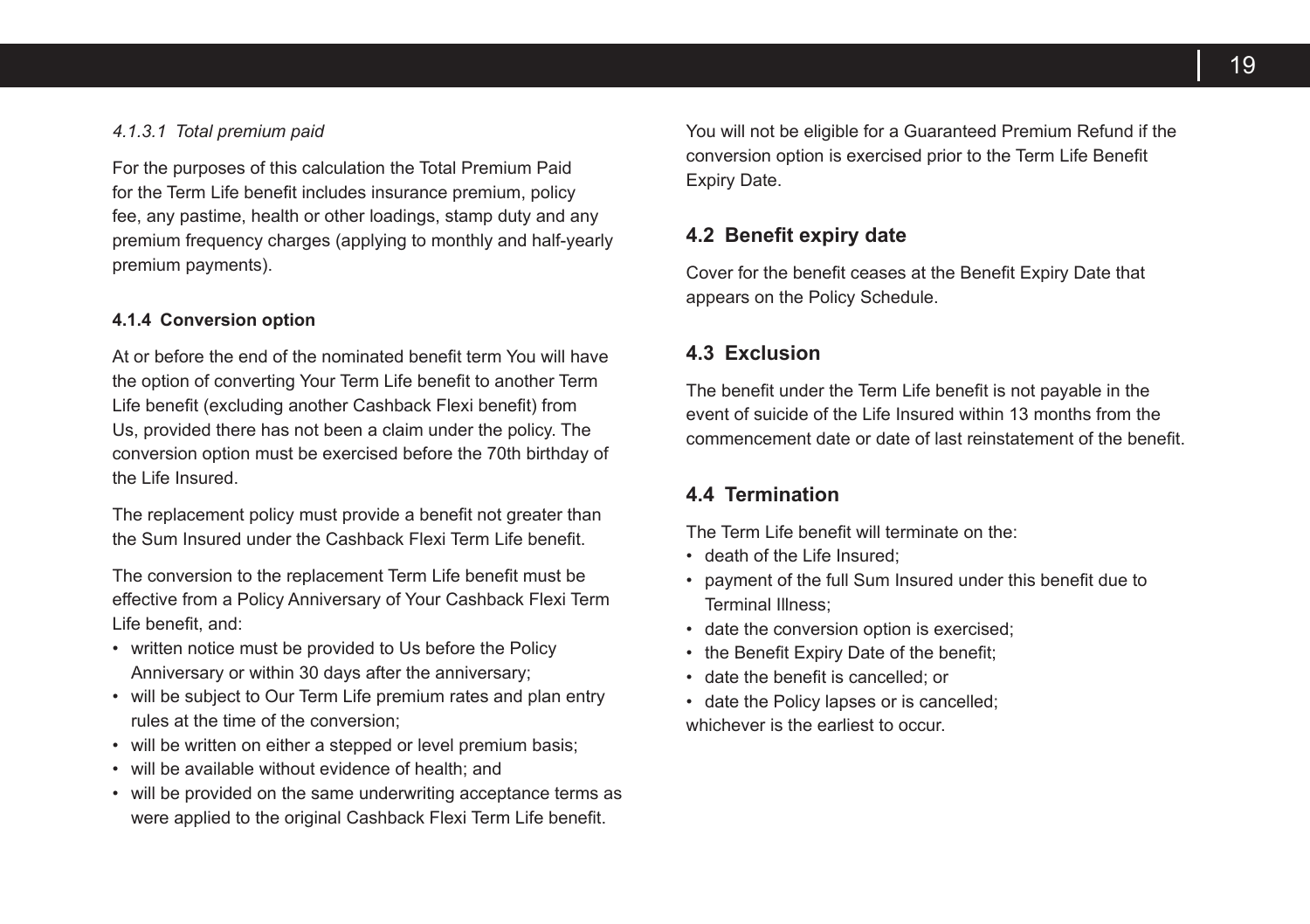*4.1.3.1 Total premium paid*

For the purposes of this calculation the Total Premium Paid for the Term Life benefit includes insurance premium, policy fee, any pastime, health or other loadings, stamp duty and any premium frequency charges (applying to monthly and half-yearly premium payments).

#### 4.1.4 Conversion option

At or before the end of the nominated benefit term You will have the option of converting Your Term Life benefit to another Term Life benefit (excluding another Cashback Flexi benefit) from Us, provided there has not been a claim under the policy. The conversion option must be exercised before the 70th birthday of the Life Insured.

The replacement policy must provide a benefit not greater than the Sum Insured under the Cashback Flexi Term Life benefit.

The conversion to the replacement Term Life benefit must be effective from a Policy Anniversary of Your Cashback Flexi Term Life benefit, and:

- written notice must be provided to Us before the Policy Anniversary or within 30 days after the anniversary;
- will be subject to Our Term Life premium rates and plan entry rules at the time of the conversion;
- will be written on either a stepped or level premium basis;
- will be available without evidence of health; and
- will be provided on the same underwriting acceptance terms as were applied to the original Cashback Flexi Term Life benefit.

You will not be eligible for a Guaranteed Premium Refund if the conversion option is exercised prior to the Term Life Benefit Expiry Date.

## 4.2 Benefit expiry date

Cover for the benefit ceases at the Benefit Expiry Date that appears on the Policy Schedule.

## 4.3 Exclusion

The benefit under the Term Life benefit is not payable in the event of suicide of the Life Insured within 13 months from the commencement date or date of last reinstatement of the benefit.

## 4.4 Termination

The Term Life benefit will terminate on the:

- death of the Life Insured;
- payment of the full Sum Insured under this benefit due to Terminal Illness;
- date the conversion option is exercised;
- the Benefit Expiry Date of the benefit;
- date the benefit is cancelled; or
- date the Policy lapses or is cancelled;

whichever is the earliest to occur.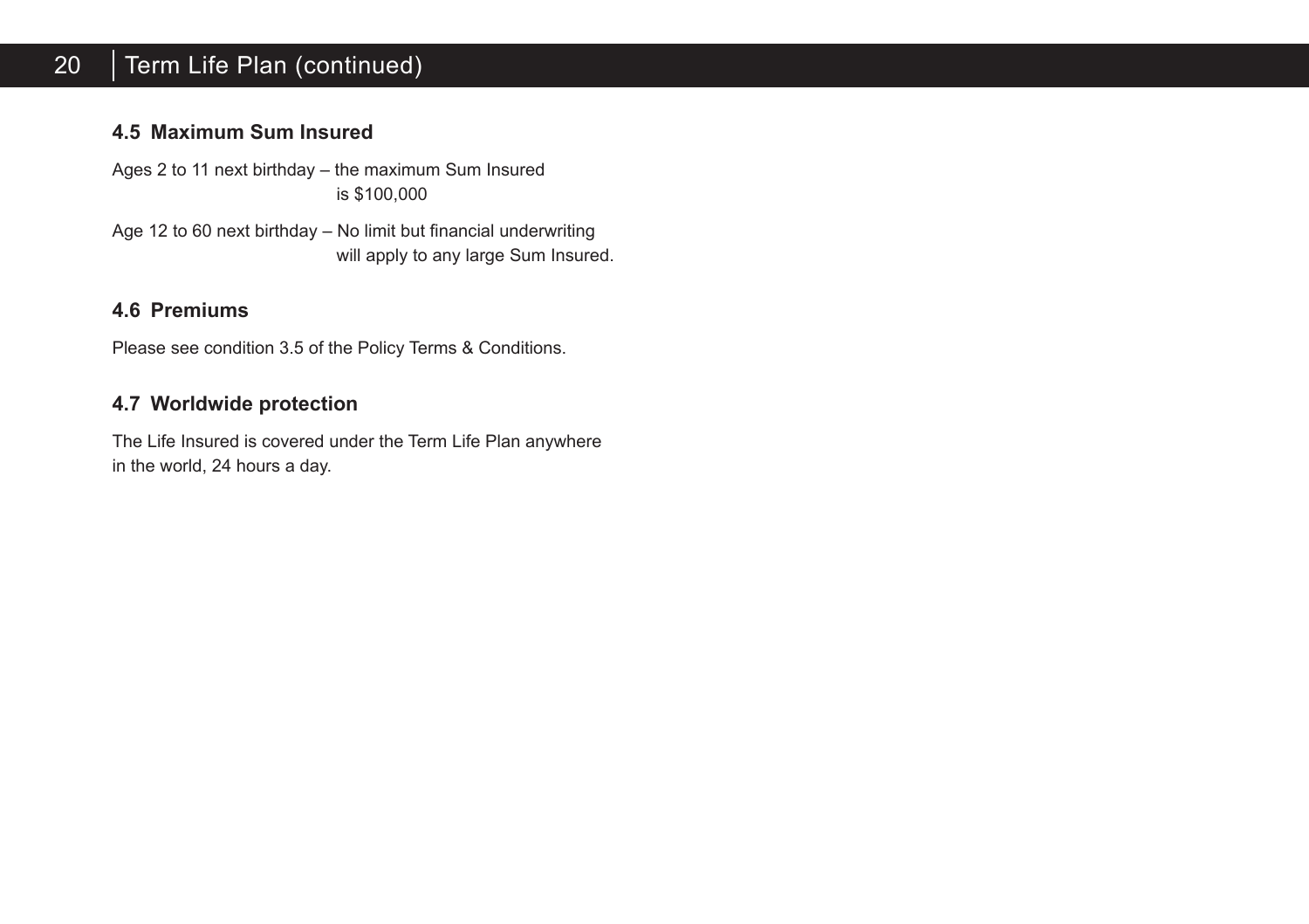### 4.5 Maximum Sum Insured

Ages 2 to 11 next birthday – the maximum Sum Insured is $100,000

Age 12 to 60 next birthday – No limit but financial underwriting will apply to any large Sum Insured.

### 4.6 Premiums

Please see condition 3.5 of the Policy Terms & Conditions.

### 4.7 Worldwide protection

The Life Insured is covered under the Term Life Plan anywhere in the world, 24 hours a day.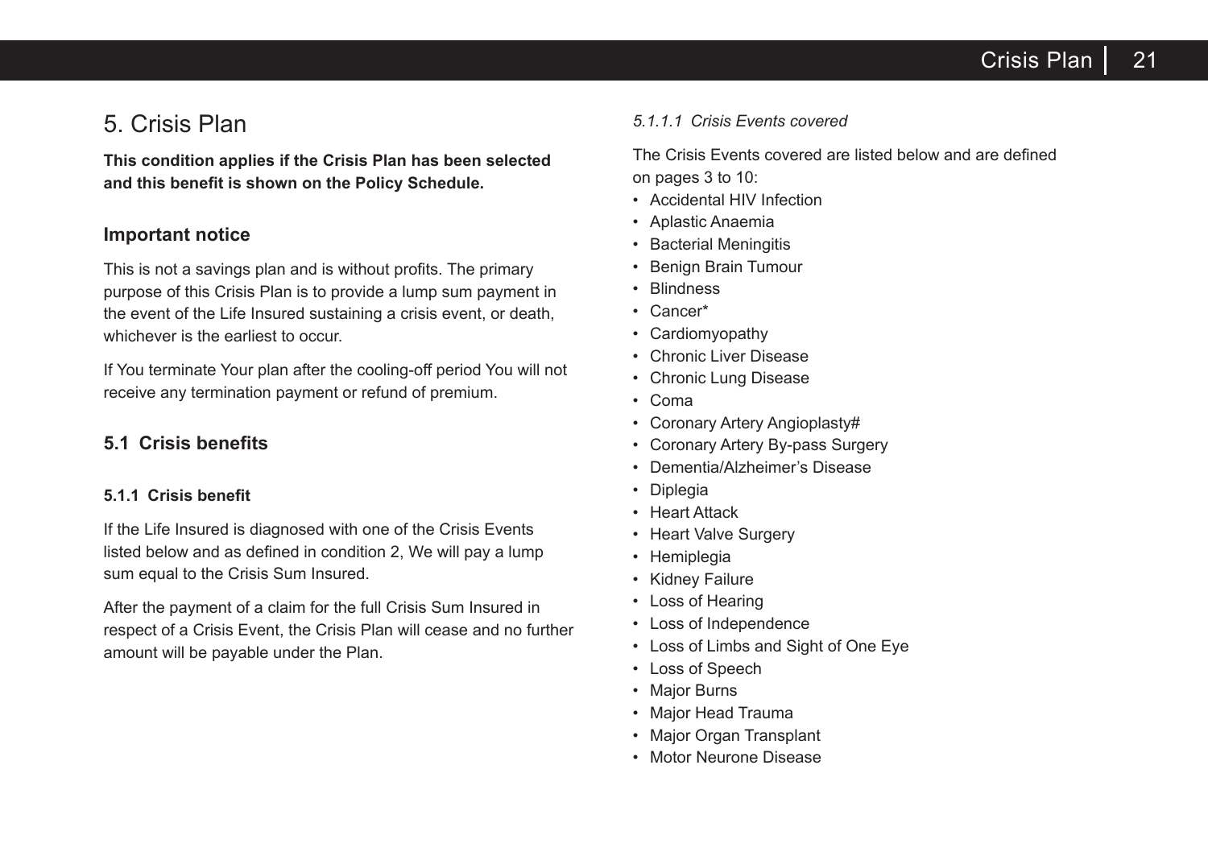# 5. Crisis Plan

**This condition applies if the Crisis Plan has been selected and this benefit is shown on the Policy Schedule.**

### Important notice

This is not a savings plan and is without profits. The primary purpose of this Crisis Plan is to provide a lump sum payment in the event of the Life Insured sustaining a crisis event, or death, whichever is the earliest to occur.

If You terminate Your plan after the cooling-off period You will not receive any termination payment or refund of premium.

## 5.1 Crisis benefits

#### 5.1.1 Crisis benefit

If the Life Insured is diagnosed with one of the Crisis Events listed below and as defined in condition 2, We will pay a lump sum equal to the Crisis Sum Insured.

After the payment of a claim for the full Crisis Sum Insured in respect of a Crisis Event, the Crisis Plan will cease and no further amount will be payable under the Plan.

*5.1.1.1 Crisis Events covered*

The Crisis Events covered are listed below and are defined on pages 3 to 10:

- Accidental HIV Infection
- Aplastic Anaemia
- Bacterial Meningitis
- Benign Brain Tumour
- Blindness
- Cancer*
- Cardiomyopathy
- Chronic Liver Disease
- Chronic Lung Disease
- Coma
- Coronary Artery Angioplasty#
- Coronary Artery By-pass Surgery
- Dementia/Alzheimer's Disease
- Diplegia
- Heart Attack
- Heart Valve Surgery
- Hemiplegia
- Kidney Failure
- Loss of Hearing
- Loss of Independence
- Loss of Limbs and Sight of One Eye
- Loss of Speech
- Major Burns
- Major Head Trauma
- Major Organ Transplant
- Motor Neurone Disease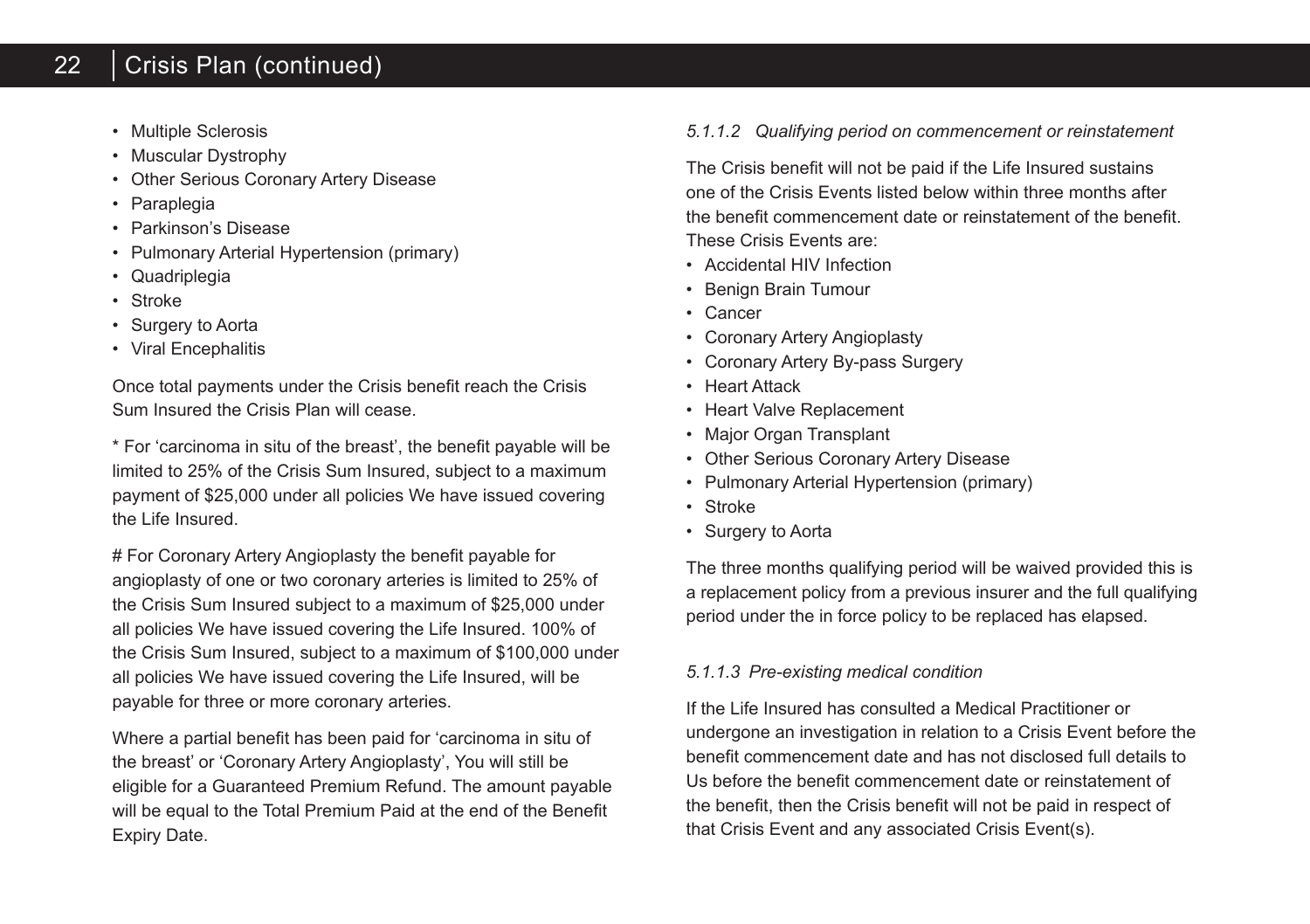- Multiple Sclerosis
- Muscular Dystrophy
- Other Serious Coronary Artery Disease
- Paraplegia
- Parkinson's Disease
- Pulmonary Arterial Hypertension (primary)
- Quadriplegia
- Stroke
- Surgery to Aorta
- Viral Encephalitis

Once total payments under the Crisis benefit reach the Crisis Sum Insured the Crisis Plan will cease.

* For 'carcinoma in situ of the breast', the benefit payable will be limited to 25% of the Crisis Sum Insured, subject to a maximum payment of $25,000 under all policies We have issued covering the Life Insured.

# For Coronary Artery Angioplasty the benefit payable for angioplasty of one or two coronary arteries is limited to 25% of the Crisis Sum Insured subject to a maximum of $25,000 under all policies We have issued covering the Life Insured. 100% of the Crisis Sum Insured, subject to a maximum of $100,000 under all policies We have issued covering the Life Insured, will be payable for three or more coronary arteries.

Where a partial benefit has been paid for 'carcinoma in situ of the breast' or 'Coronary Artery Angioplasty', You will still be eligible for a Guaranteed Premium Refund. The amount payable will be equal to the Total Premium Paid at the end of the Benefit Expiry Date.

*5.1.1.2 Qualifying period on commencement or reinstatement*

The Crisis benefit will not be paid if the Life Insured sustains one of the Crisis Events listed below within three months after the benefit commencement date or reinstatement of the benefit. These Crisis Events are:

- Accidental HIV Infection
- Benign Brain Tumour
- Cancer
- Coronary Artery Angioplasty
- Coronary Artery By-pass Surgery
- Heart Attack
- Heart Valve Replacement
- Major Organ Transplant
- Other Serious Coronary Artery Disease
- Pulmonary Arterial Hypertension (primary)
- Stroke
- Surgery to Aorta

The three months qualifying period will be waived provided this is a replacement policy from a previous insurer and the full qualifying period under the in force policy to be replaced has elapsed.

*5.1.1.3 Pre-existing medical condition*

If the Life Insured has consulted a Medical Practitioner or undergone an investigation in relation to a Crisis Event before the benefit commencement date and has not disclosed full details to Us before the benefit commencement date or reinstatement of the benefit, then the Crisis benefit will not be paid in respect of that Crisis Event and any associated Crisis Event(s).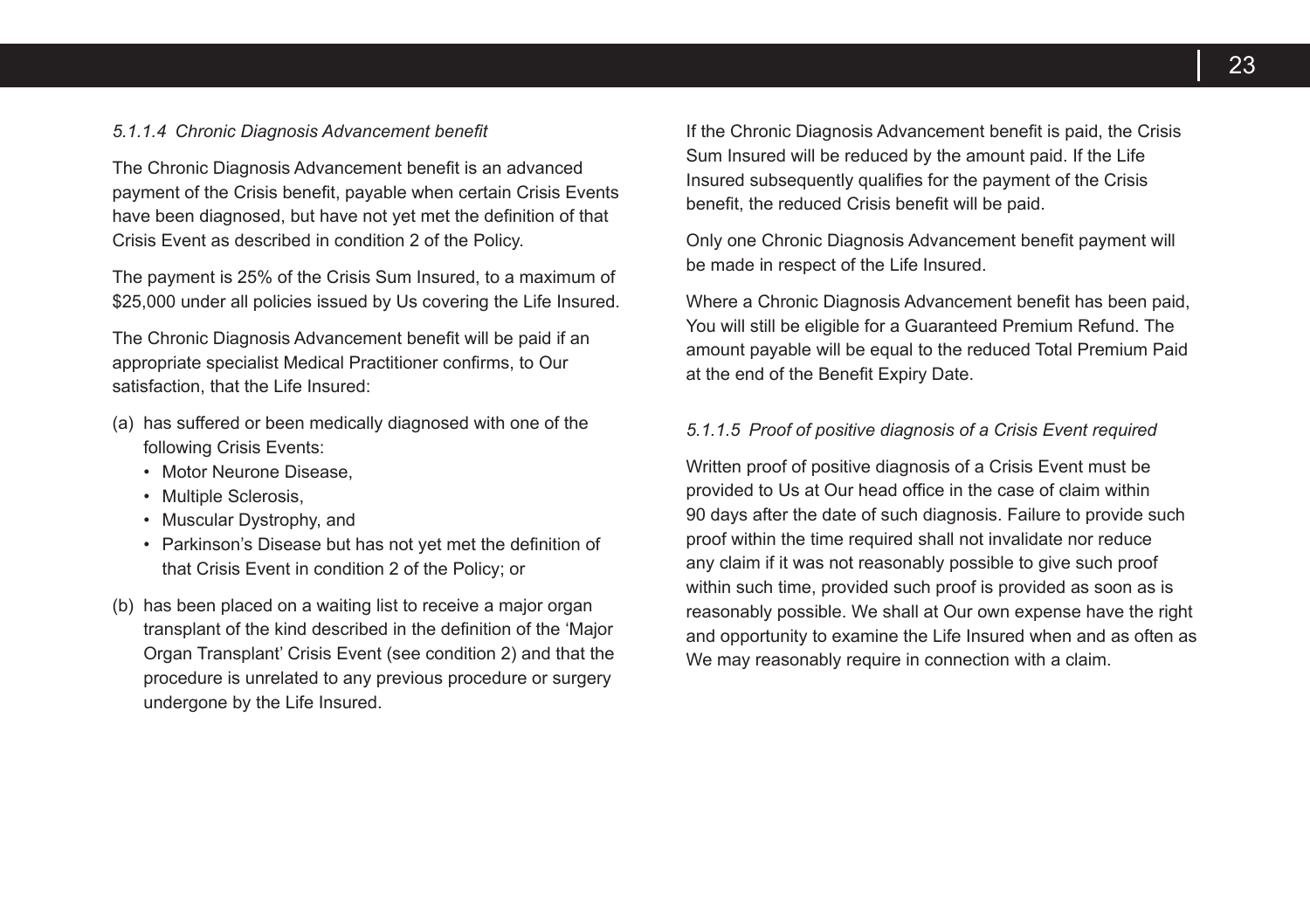*5.1.1.4 Chronic Diagnosis Advancement benefit*

The Chronic Diagnosis Advancement benefit is an advanced payment of the Crisis benefit, payable when certain Crisis Events have been diagnosed, but have not yet met the definition of that Crisis Event as described in condition 2 of the Policy.

The payment is 25% of the Crisis Sum Insured, to a maximum of $25,000 under all policies issued by Us covering the Life Insured.

The Chronic Diagnosis Advancement benefit will be paid if an appropriate specialist Medical Practitioner confirms, to Our satisfaction, that the Life Insured:

(a) has suffered or been medically diagnosed with one of the following Crisis Events:
   - Motor Neurone Disease,
   - Multiple Sclerosis,
   - Muscular Dystrophy, and
   - Parkinson's Disease but has not yet met the definition of that Crisis Event in condition 2 of the Policy; or

(b) has been placed on a waiting list to receive a major organ transplant of the kind described in the definition of the 'Major Organ Transplant' Crisis Event (see condition 2) and that the procedure is unrelated to any previous procedure or surgery undergone by the Life Insured.

If the Chronic Diagnosis Advancement benefit is paid, the Crisis Sum Insured will be reduced by the amount paid. If the Life Insured subsequently qualifies for the payment of the Crisis benefit, the reduced Crisis benefit will be paid.

Only one Chronic Diagnosis Advancement benefit payment will be made in respect of the Life Insured.

Where a Chronic Diagnosis Advancement benefit has been paid, You will still be eligible for a Guaranteed Premium Refund. The amount payable will be equal to the reduced Total Premium Paid at the end of the Benefit Expiry Date.

*5.1.1.5 Proof of positive diagnosis of a Crisis Event required*

Written proof of positive diagnosis of a Crisis Event must be provided to Us at Our head office in the case of claim within 90 days after the date of such diagnosis. Failure to provide such proof within the time required shall not invalidate nor reduce any claim if it was not reasonably possible to give such proof within such time, provided such proof is provided as soon as is reasonably possible. We shall at Our own expense have the right and opportunity to examine the Life Insured when and as often as We may reasonably require in connection with a claim.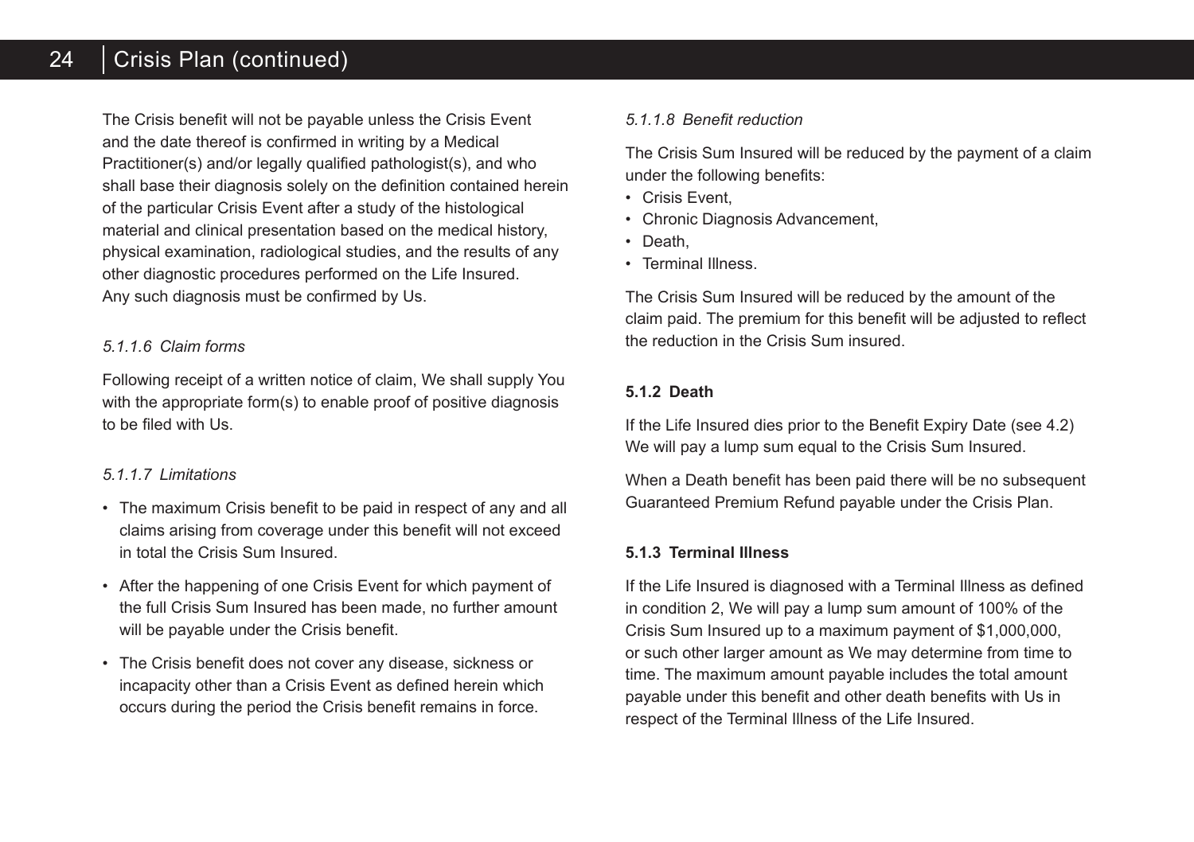The Crisis benefit will not be payable unless the Crisis Event and the date thereof is confirmed in writing by a Medical Practitioner(s) and/or legally qualified pathologist(s), and who shall base their diagnosis solely on the definition contained herein of the particular Crisis Event after a study of the histological material and clinical presentation based on the medical history, physical examination, radiological studies, and the results of any other diagnostic procedures performed on the Life Insured. Any such diagnosis must be confirmed by Us.

*5.1.1.6 Claim forms*

Following receipt of a written notice of claim, We shall supply You with the appropriate form(s) to enable proof of positive diagnosis to be filed with Us.

*5.1.1.7 Limitations*

- The maximum Crisis benefit to be paid in respect of any and all claims arising from coverage under this benefit will not exceed in total the Crisis Sum Insured.
- After the happening of one Crisis Event for which payment of the full Crisis Sum Insured has been made, no further amount will be payable under the Crisis benefit.
- The Crisis benefit does not cover any disease, sickness or incapacity other than a Crisis Event as defined herein which occurs during the period the Crisis benefit remains in force.

*5.1.1.8 Benefit reduction*

The Crisis Sum Insured will be reduced by the payment of a claim under the following benefits:

- Crisis Event,
- Chronic Diagnosis Advancement,
- Death,
- Terminal Illness.

The Crisis Sum Insured will be reduced by the amount of the claim paid. The premium for this benefit will be adjusted to reflect the reduction in the Crisis Sum insured.

**5.1.2 Death**

If the Life Insured dies prior to the Benefit Expiry Date (see 4.2) We will pay a lump sum equal to the Crisis Sum Insured.

When a Death benefit has been paid there will be no subsequent Guaranteed Premium Refund payable under the Crisis Plan.

**5.1.3 Terminal Illness**

If the Life Insured is diagnosed with a Terminal Illness as defined in condition 2, We will pay a lump sum amount of 100% of the Crisis Sum Insured up to a maximum payment of $1,000,000, or such other larger amount as We may determine from time to time. The maximum amount payable includes the total amount payable under this benefit and other death benefits with Us in respect of the Terminal Illness of the Life Insured.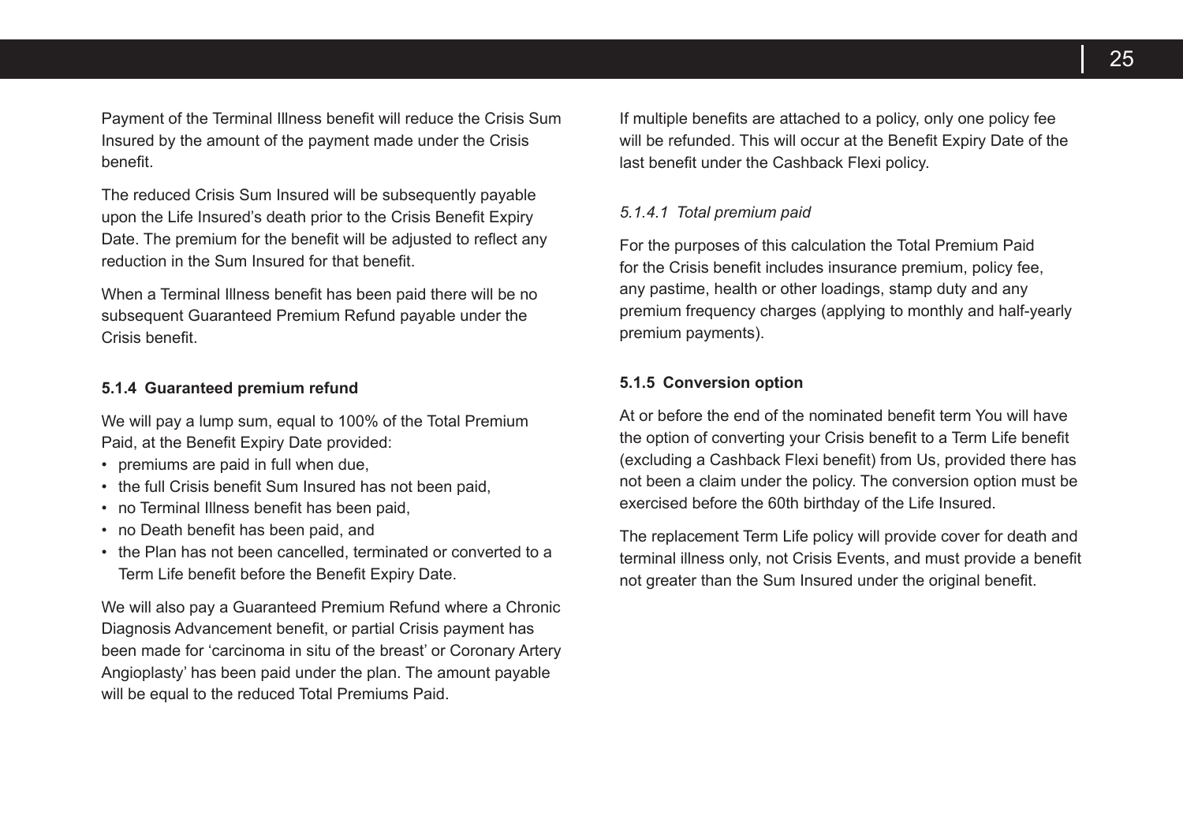Payment of the Terminal Illness benefit will reduce the Crisis Sum Insured by the amount of the payment made under the Crisis benefit.

The reduced Crisis Sum Insured will be subsequently payable upon the Life Insured's death prior to the Crisis Benefit Expiry Date. The premium for the benefit will be adjusted to reflect any reduction in the Sum Insured for that benefit.

When a Terminal Illness benefit has been paid there will be no subsequent Guaranteed Premium Refund payable under the Crisis benefit.

#### 5.1.4 Guaranteed premium refund

We will pay a lump sum, equal to 100% of the Total Premium Paid, at the Benefit Expiry Date provided:

- premiums are paid in full when due,
- the full Crisis benefit Sum Insured has not been paid,
- no Terminal Illness benefit has been paid,
- no Death benefit has been paid, and
- the Plan has not been cancelled, terminated or converted to a Term Life benefit before the Benefit Expiry Date.

We will also pay a Guaranteed Premium Refund where a Chronic Diagnosis Advancement benefit, or partial Crisis payment has been made for 'carcinoma in situ of the breast' or Coronary Artery Angioplasty' has been paid under the plan. The amount payable will be equal to the reduced Total Premiums Paid.

If multiple benefits are attached to a policy, only one policy fee will be refunded. This will occur at the Benefit Expiry Date of the last benefit under the Cashback Flexi policy.

##### *5.1.4.1 Total premium paid*

For the purposes of this calculation the Total Premium Paid for the Crisis benefit includes insurance premium, policy fee, any pastime, health or other loadings, stamp duty and any premium frequency charges (applying to monthly and half-yearly premium payments).

#### 5.1.5 Conversion option

At or before the end of the nominated benefit term You will have the option of converting your Crisis benefit to a Term Life benefit (excluding a Cashback Flexi benefit) from Us, provided there has not been a claim under the policy. The conversion option must be exercised before the 60th birthday of the Life Insured.

The replacement Term Life policy will provide cover for death and terminal illness only, not Crisis Events, and must provide a benefit not greater than the Sum Insured under the original benefit.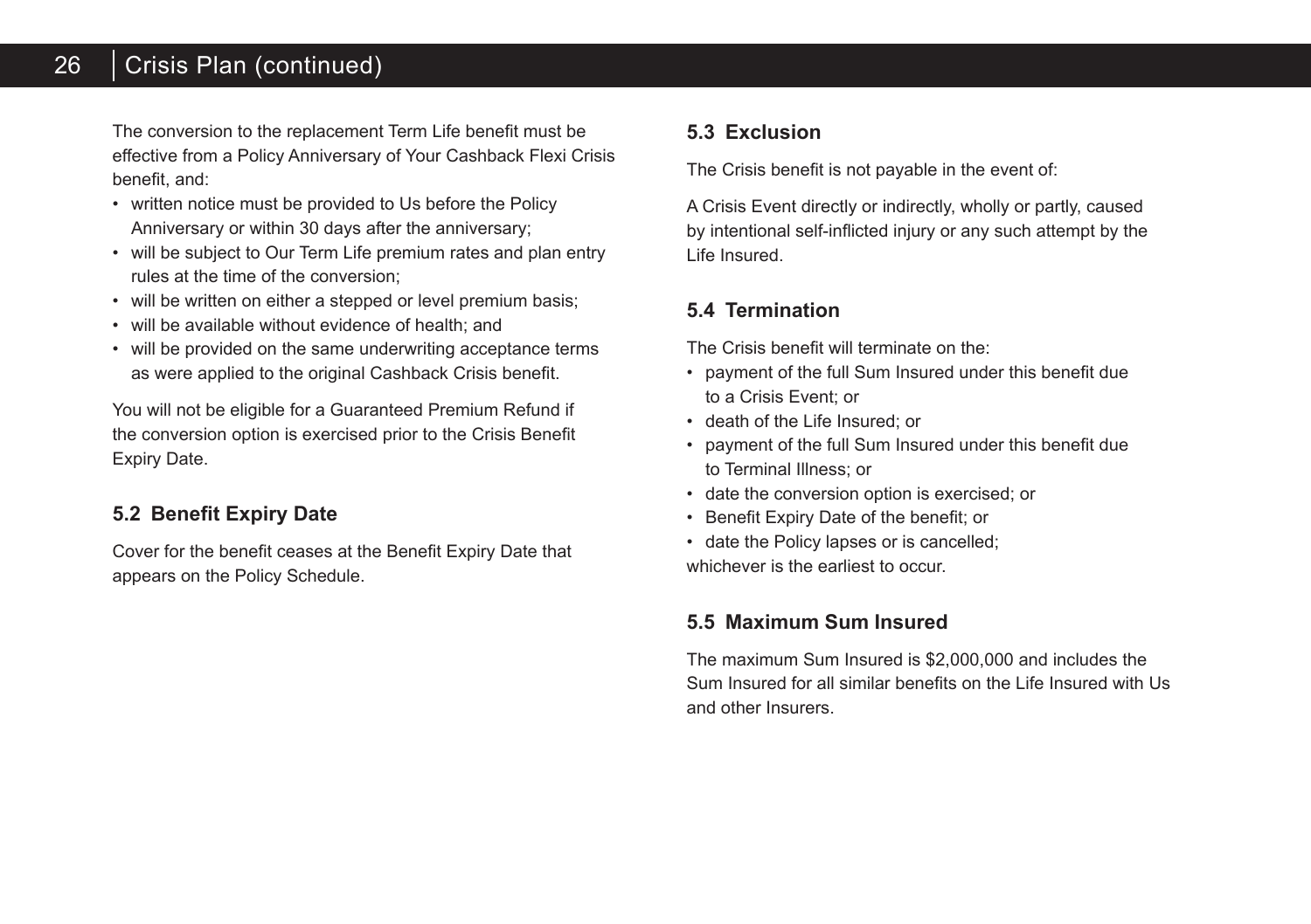The conversion to the replacement Term Life benefit must be effective from a Policy Anniversary of Your Cashback Flexi Crisis benefit, and:

- written notice must be provided to Us before the Policy Anniversary or within 30 days after the anniversary;
- will be subject to Our Term Life premium rates and plan entry rules at the time of the conversion;
- will be written on either a stepped or level premium basis;
- will be available without evidence of health; and
- will be provided on the same underwriting acceptance terms as were applied to the original Cashback Crisis benefit.

You will not be eligible for a Guaranteed Premium Refund if the conversion option is exercised prior to the Crisis Benefit Expiry Date.

### 5.2 Benefit Expiry Date

Cover for the benefit ceases at the Benefit Expiry Date that appears on the Policy Schedule.

### 5.3 Exclusion

The Crisis benefit is not payable in the event of:

A Crisis Event directly or indirectly, wholly or partly, caused by intentional self-inflicted injury or any such attempt by the Life Insured.

### 5.4 Termination

The Crisis benefit will terminate on the:

- payment of the full Sum Insured under this benefit due to a Crisis Event; or
- death of the Life Insured; or
- payment of the full Sum Insured under this benefit due to Terminal Illness; or
- date the conversion option is exercised; or
- Benefit Expiry Date of the benefit; or
- date the Policy lapses or is cancelled;

whichever is the earliest to occur.

### 5.5 Maximum Sum Insured

The maximum Sum Insured is $2,000,000 and includes the Sum Insured for all similar benefits on the Life Insured with Us and other Insurers.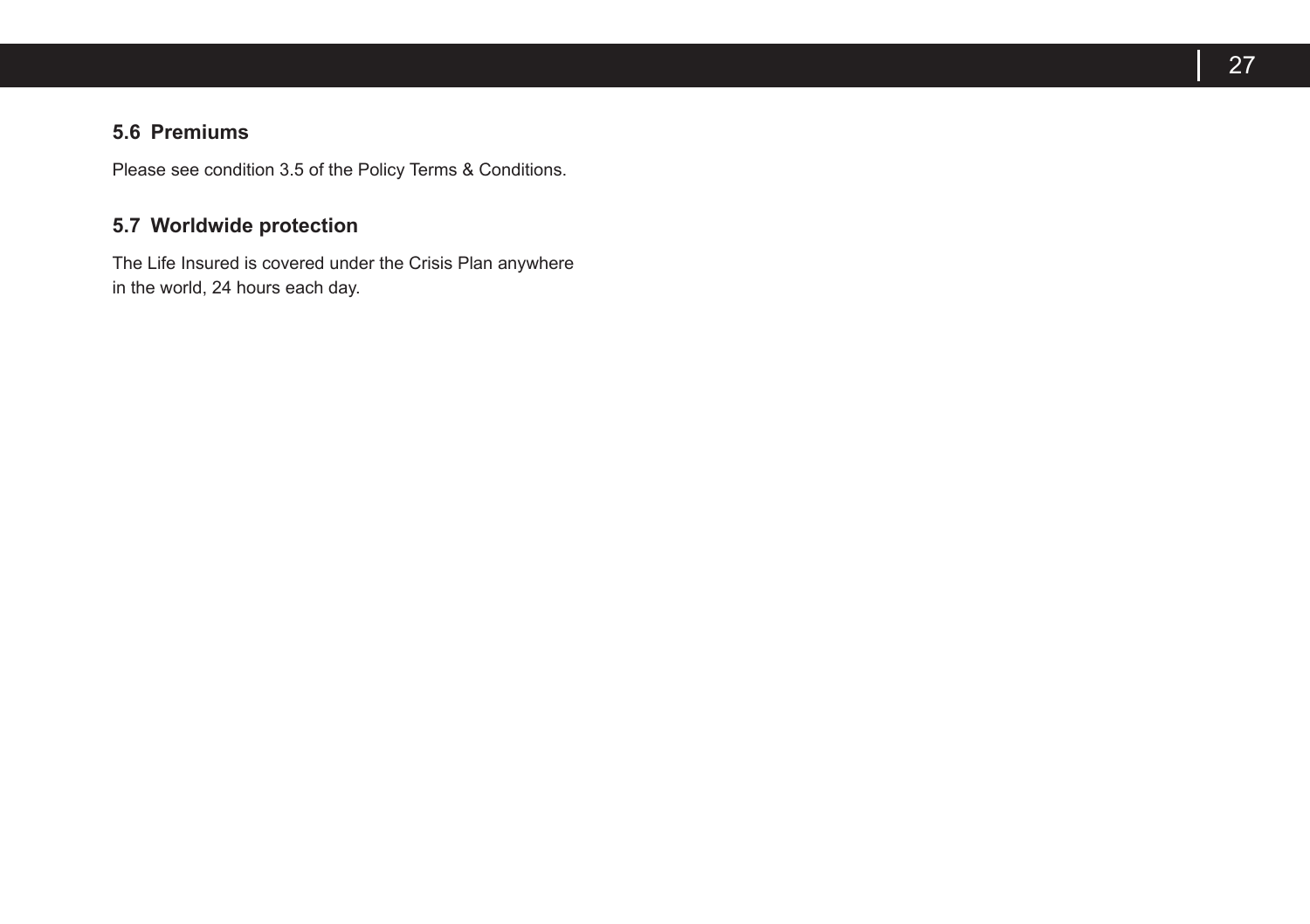### 5.6 Premiums

Please see condition 3.5 of the Policy Terms & Conditions.

### 5.7 Worldwide protection

The Life Insured is covered under the Crisis Plan anywhere in the world, 24 hours each day.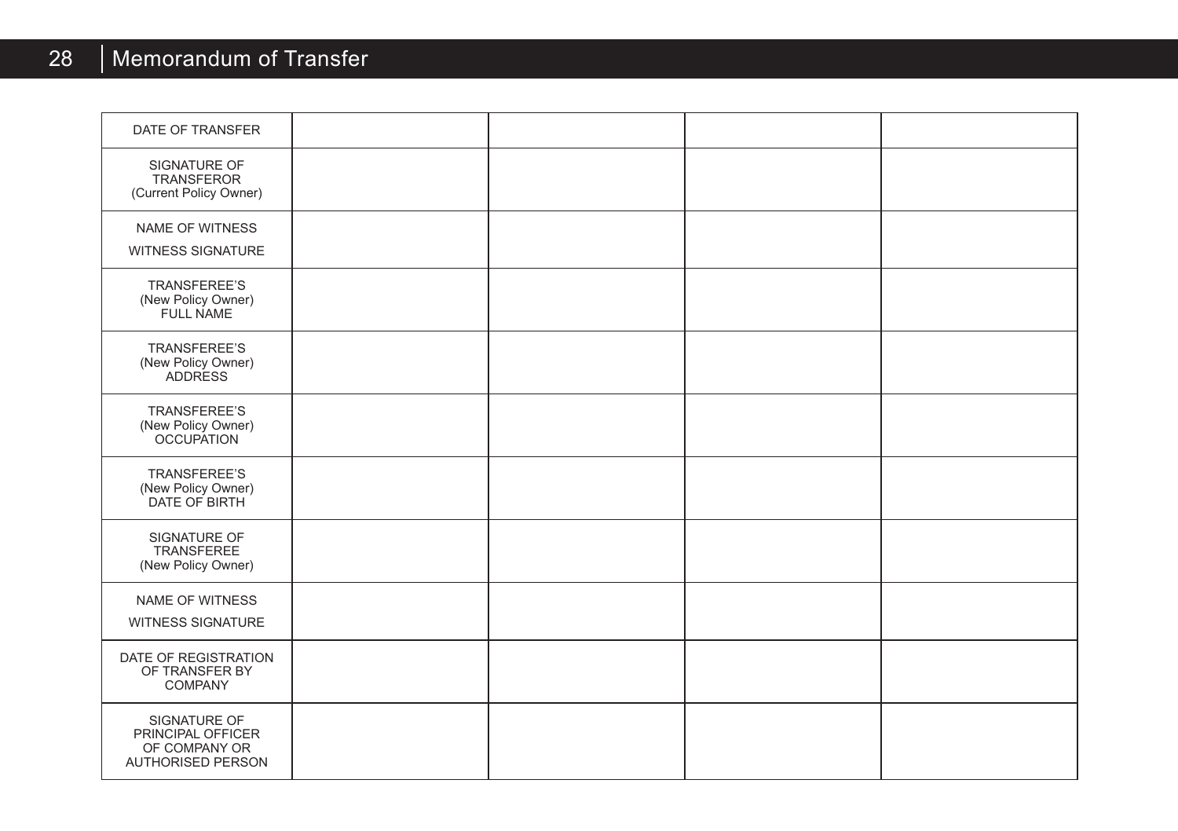## Memorandum of Transfer

| | | | | |
|---|---|---|---|---|
| DATE OF TRANSFER | | | | |
| SIGNATURE OF TRANSFEROR (Current Policy Owner) | | | | |
| NAME OF WITNESS<br>WITNESS SIGNATURE | | | | |
| TRANSFEREE'S (New Policy Owner) FULL NAME | | | | |
| TRANSFEREE'S (New Policy Owner) ADDRESS | | | | |
| TRANSFEREE'S (New Policy Owner) OCCUPATION | | | | |
| TRANSFEREE'S (New Policy Owner) DATE OF BIRTH | | | | |
| SIGNATURE OF TRANSFEREE (New Policy Owner) | | | | |
| NAME OF WITNESS<br>WITNESS SIGNATURE | | | | |
| DATE OF REGISTRATION OF TRANSFER BY COMPANY | | | | |
| SIGNATURE OF PRINCIPAL OFFICER OF COMPANY OR AUTHORISED PERSON | | | | |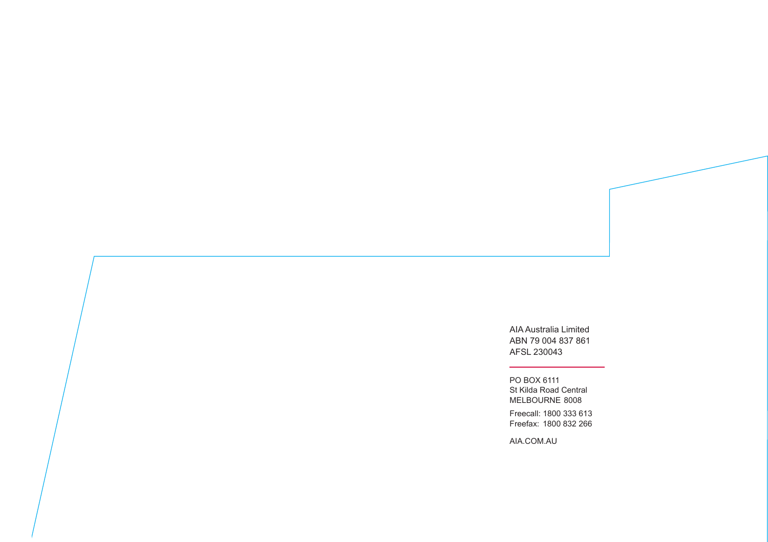AIA Australia Limited
ABN 79 004 837 861
AFSL 230043

PO BOX 6111
St Kilda Road Central
MELBOURNE 8008

Freecall: 1800 333 613
Freefax: 1800 832 266

AIA.COM.AU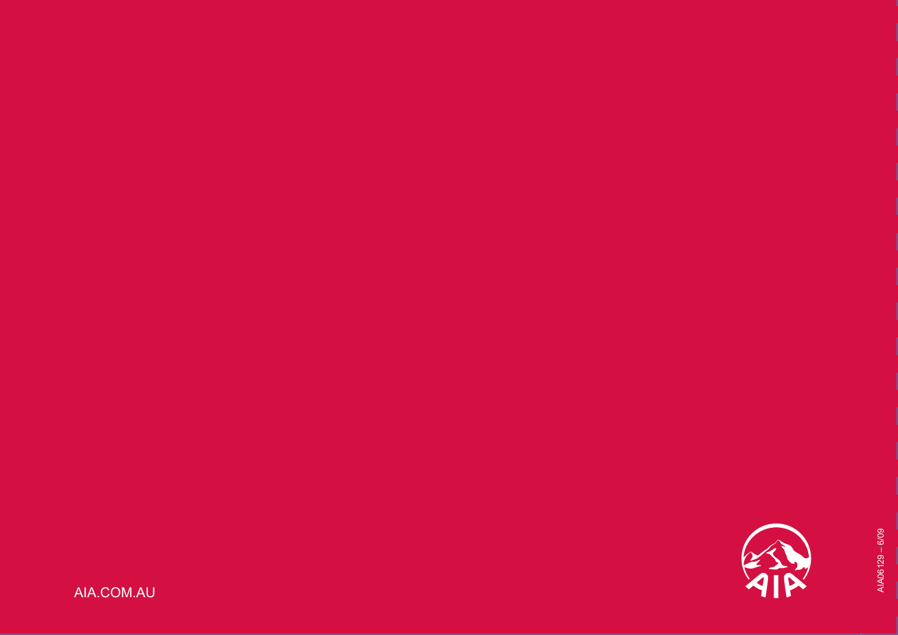AIA.COM.AU

AIA06129 – 6/09